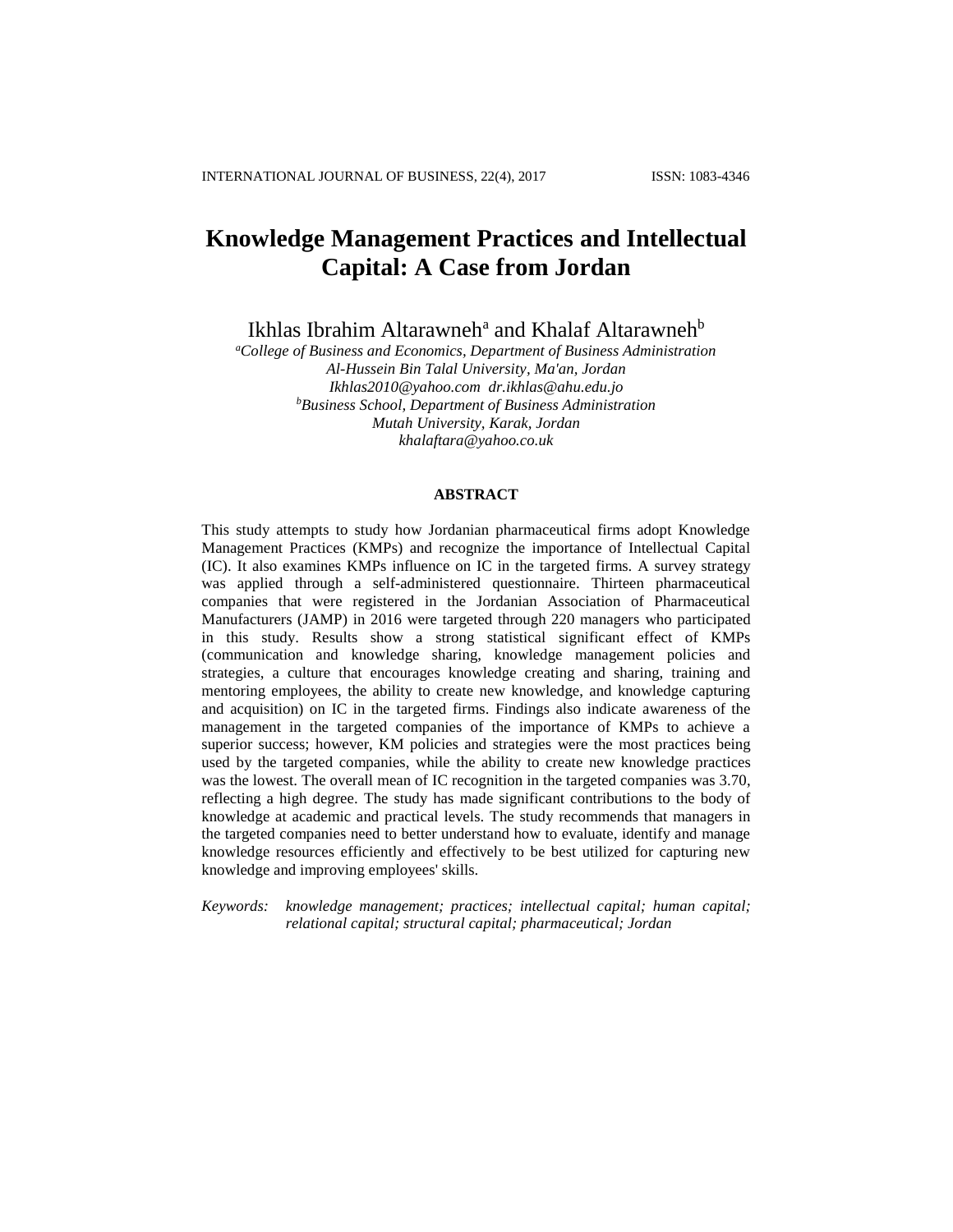# Knowledge Management Practices and Intellectual Capital: A Case from Jordan

Ikhlas Ibrahim Altarawneh[a] and Khalaf Altarawneh[b]

[a]*College of Business and Economics, Department of Business Administration*
*Al-Hussein Bin Talal University, Ma'an, Jordan*
*Ikhlas2010@yahoo.com dr.ikhlas@ahu.edu.jo*
[b]*Business School, Department of Business Administration*
*Mutah University, Karak, Jordan*
*khalaftara@yahoo.co.uk*

## ABSTRACT

This study attempts to study how Jordanian pharmaceutical firms adopt Knowledge Management Practices (KMPs) and recognize the importance of Intellectual Capital (IC). It also examines KMPs influence on IC in the targeted firms. A survey strategy was applied through a self-administered questionnaire. Thirteen pharmaceutical companies that were registered in the Jordanian Association of Pharmaceutical Manufacturers (JAMP) in 2016 were targeted through 220 managers who participated in this study. Results show a strong statistical significant effect of KMPs (communication and knowledge sharing, knowledge management policies and strategies, a culture that encourages knowledge creating and sharing, training and mentoring employees, the ability to create new knowledge, and knowledge capturing and acquisition) on IC in the targeted firms. Findings also indicate awareness of the management in the targeted companies of the importance of KMPs to achieve a superior success; however, KM policies and strategies were the most practices being used by the targeted companies, while the ability to create new knowledge practices was the lowest. The overall mean of IC recognition in the targeted companies was 3.70, reflecting a high degree. The study has made significant contributions to the body of knowledge at academic and practical levels. The study recommends that managers in the targeted companies need to better understand how to evaluate, identify and manage knowledge resources efficiently and effectively to be best utilized for capturing new knowledge and improving employees' skills.

*Keywords:* *knowledge management; practices; intellectual capital; human capital; relational capital; structural capital; pharmaceutical; Jordan*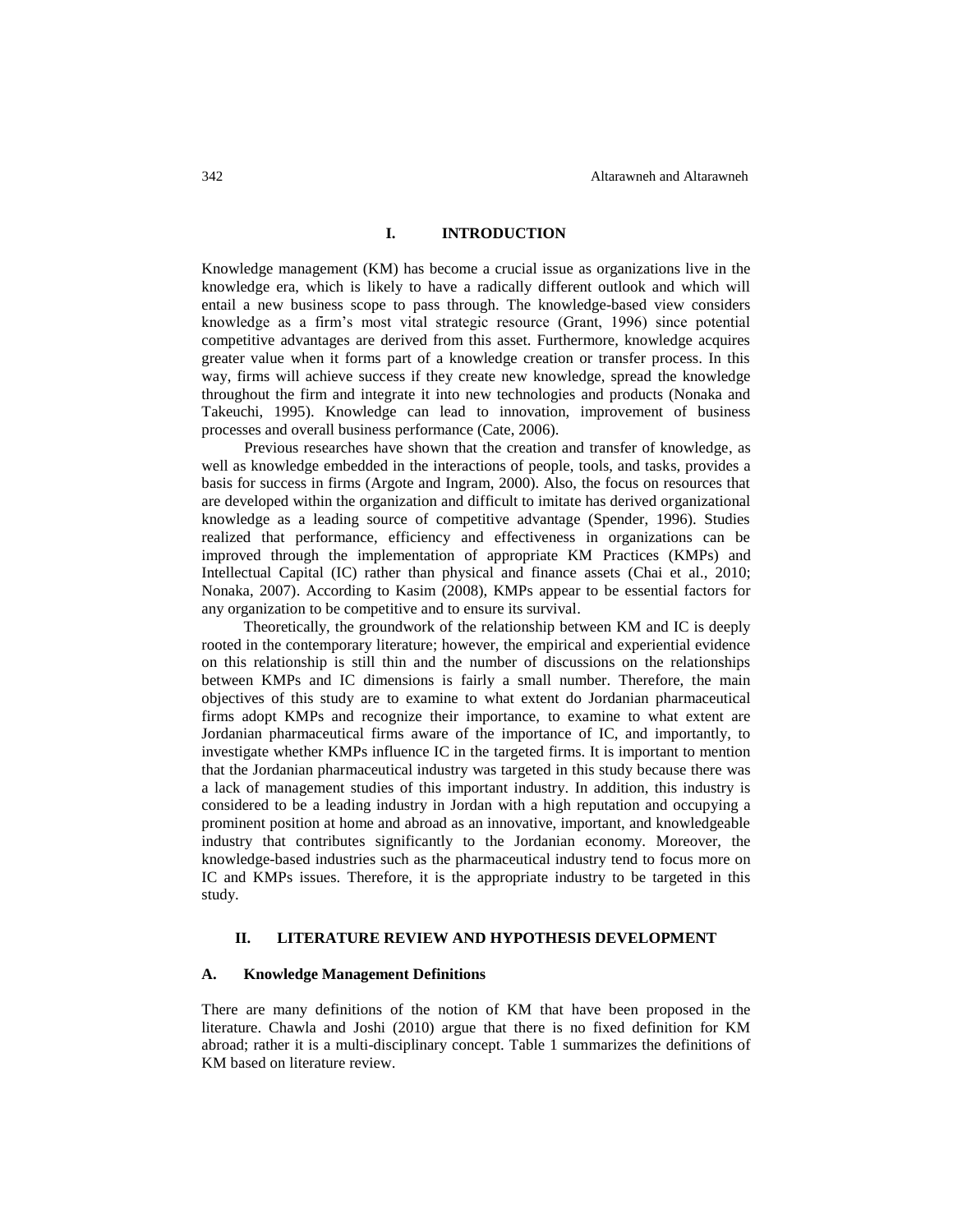## I. INTRODUCTION

Knowledge management (KM) has become a crucial issue as organizations live in the knowledge era, which is likely to have a radically different outlook and which will entail a new business scope to pass through. The knowledge-based view considers knowledge as a firm's most vital strategic resource (Grant, 1996) since potential competitive advantages are derived from this asset. Furthermore, knowledge acquires greater value when it forms part of a knowledge creation or transfer process. In this way, firms will achieve success if they create new knowledge, spread the knowledge throughout the firm and integrate it into new technologies and products (Nonaka and Takeuchi, 1995). Knowledge can lead to innovation, improvement of business processes and overall business performance (Cate, 2006).

Previous researches have shown that the creation and transfer of knowledge, as well as knowledge embedded in the interactions of people, tools, and tasks, provides a basis for success in firms (Argote and Ingram, 2000). Also, the focus on resources that are developed within the organization and difficult to imitate has derived organizational knowledge as a leading source of competitive advantage (Spender, 1996). Studies realized that performance, efficiency and effectiveness in organizations can be improved through the implementation of appropriate KM Practices (KMPs) and Intellectual Capital (IC) rather than physical and finance assets (Chai et al., 2010; Nonaka, 2007). According to Kasim (2008), KMPs appear to be essential factors for any organization to be competitive and to ensure its survival.

Theoretically, the groundwork of the relationship between KM and IC is deeply rooted in the contemporary literature; however, the empirical and experiential evidence on this relationship is still thin and the number of discussions on the relationships between KMPs and IC dimensions is fairly a small number. Therefore, the main objectives of this study are to examine to what extent do Jordanian pharmaceutical firms adopt KMPs and recognize their importance, to examine to what extent are Jordanian pharmaceutical firms aware of the importance of IC, and importantly, to investigate whether KMPs influence IC in the targeted firms. It is important to mention that the Jordanian pharmaceutical industry was targeted in this study because there was a lack of management studies of this important industry. In addition, this industry is considered to be a leading industry in Jordan with a high reputation and occupying a prominent position at home and abroad as an innovative, important, and knowledgeable industry that contributes significantly to the Jordanian economy. Moreover, the knowledge-based industries such as the pharmaceutical industry tend to focus more on IC and KMPs issues. Therefore, it is the appropriate industry to be targeted in this study.

## II. LITERATURE REVIEW AND HYPOTHESIS DEVELOPMENT

### A. Knowledge Management Definitions

There are many definitions of the notion of KM that have been proposed in the literature. Chawla and Joshi (2010) argue that there is no fixed definition for KM abroad; rather it is a multi-disciplinary concept. Table 1 summarizes the definitions of KM based on literature review.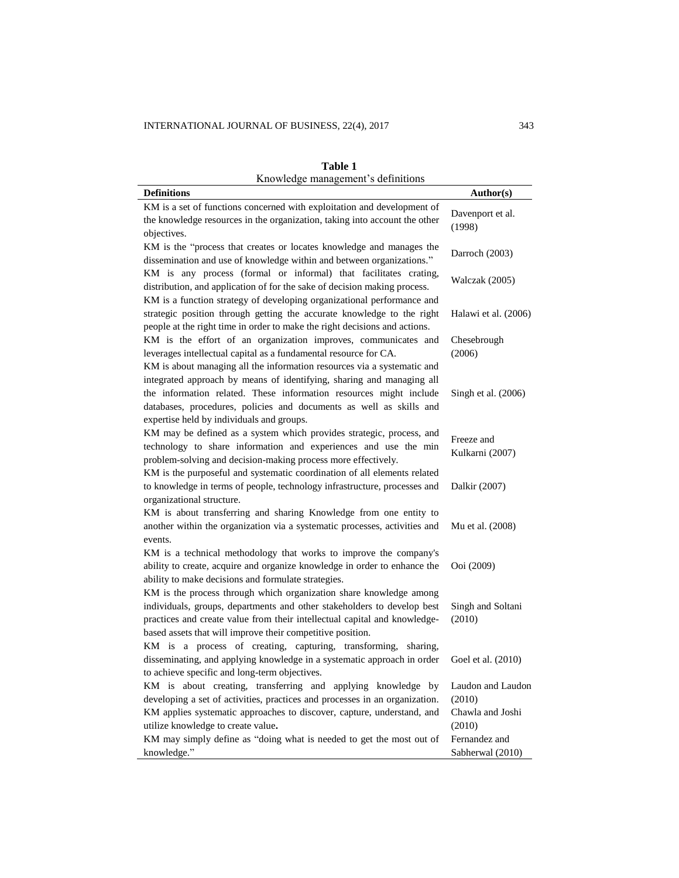**Table 1**
Knowledge management's definitions

| Definitions | Author(s) |
|---|---|
| KM is a set of functions concerned with exploitation and development of the knowledge resources in the organization, taking into account the other objectives. | Davenport et al. (1998) |
| KM is the "process that creates or locates knowledge and manages the dissemination and use of knowledge within and between organizations." | Darroch (2003) |
| KM is any process (formal or informal) that facilitates crating, distribution, and application of for the sake of decision making process. | Walczak (2005) |
| KM is a function strategy of developing organizational performance and strategic position through getting the accurate knowledge to the right people at the right time in order to make the right decisions and actions. | Halawi et al. (2006) |
| KM is the effort of an organization improves, communicates and leverages intellectual capital as a fundamental resource for CA. | Chesebrough (2006) |
| KM is about managing all the information resources via a systematic and integrated approach by means of identifying, sharing and managing all the information related. These information resources might include databases, procedures, policies and documents as well as skills and expertise held by individuals and groups. | Singh et al. (2006) |
| KM may be defined as a system which provides strategic, process, and technology to share information and experiences and use the min problem-solving and decision-making process more effectively. | Freeze and Kulkarni (2007) |
| KM is the purposeful and systematic coordination of all elements related to knowledge in terms of people, technology infrastructure, processes and organizational structure. | Dalkir (2007) |
| KM is about transferring and sharing Knowledge from one entity to another within the organization via a systematic processes, activities and events. | Mu et al. (2008) |
| KM is a technical methodology that works to improve the company's ability to create, acquire and organize knowledge in order to enhance the ability to make decisions and formulate strategies. | Ooi (2009) |
| KM is the process through which organization share knowledge among individuals, groups, departments and other stakeholders to develop best practices and create value from their intellectual capital and knowledge-based assets that will improve their competitive position. | Singh and Soltani (2010) |
| KM is a process of creating, capturing, transforming, sharing, disseminating, and applying knowledge in a systematic approach in order to achieve specific and long-term objectives. | Goel et al. (2010) |
| KM is about creating, transferring and applying knowledge by developing a set of activities, practices and processes in an organization. | Laudon and Laudon (2010) |
| KM applies systematic approaches to discover, capture, understand, and utilize knowledge to create value**.** | Chawla and Joshi (2010) |
| KM may simply define as "doing what is needed to get the most out of knowledge." | Fernandez and Sabherwal (2010) |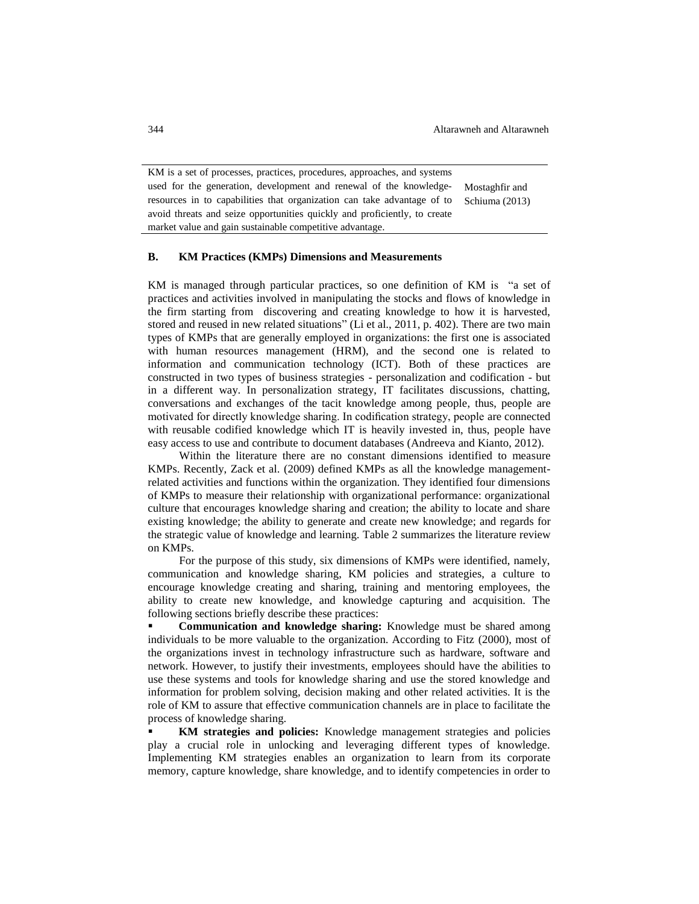| | |
|---|---|
| KM is a set of processes, practices, procedures, approaches, and systems used for the generation, development and renewal of the knowledge-resources in to capabilities that organization can take advantage of to avoid threats and seize opportunities quickly and proficiently, to create market value and gain sustainable competitive advantage. | Mostaghfir and Schiuma (2013) |

### B. KM Practices (KMPs) Dimensions and Measurements

KM is managed through particular practices, so one definition of KM is "a set of practices and activities involved in manipulating the stocks and flows of knowledge in the firm starting from discovering and creating knowledge to how it is harvested, stored and reused in new related situations" (Li et al., 2011, p. 402). There are two main types of KMPs that are generally employed in organizations: the first one is associated with human resources management (HRM), and the second one is related to information and communication technology (ICT). Both of these practices are constructed in two types of business strategies - personalization and codification - but in a different way. In personalization strategy, IT facilitates discussions, chatting, conversations and exchanges of the tacit knowledge among people, thus, people are motivated for directly knowledge sharing. In codification strategy, people are connected with reusable codified knowledge which IT is heavily invested in, thus, people have easy access to use and contribute to document databases (Andreeva and Kianto, 2012).

Within the literature there are no constant dimensions identified to measure KMPs. Recently, Zack et al. (2009) defined KMPs as all the knowledge management-related activities and functions within the organization. They identified four dimensions of KMPs to measure their relationship with organizational performance: organizational culture that encourages knowledge sharing and creation; the ability to locate and share existing knowledge; the ability to generate and create new knowledge; and regards for the strategic value of knowledge and learning. Table 2 summarizes the literature review on KMPs.

For the purpose of this study, six dimensions of KMPs were identified, namely, communication and knowledge sharing, KM policies and strategies, a culture to encourage knowledge creating and sharing, training and mentoring employees, the ability to create new knowledge, and knowledge capturing and acquisition. The following sections briefly describe these practices:

- **Communication and knowledge sharing:** Knowledge must be shared among individuals to be more valuable to the organization. According to Fitz (2000), most of the organizations invest in technology infrastructure such as hardware, software and network. However, to justify their investments, employees should have the abilities to use these systems and tools for knowledge sharing and use the stored knowledge and information for problem solving, decision making and other related activities. It is the role of KM to assure that effective communication channels are in place to facilitate the process of knowledge sharing.
- **KM strategies and policies:** Knowledge management strategies and policies play a crucial role in unlocking and leveraging different types of knowledge. Implementing KM strategies enables an organization to learn from its corporate memory, capture knowledge, share knowledge, and to identify competencies in order to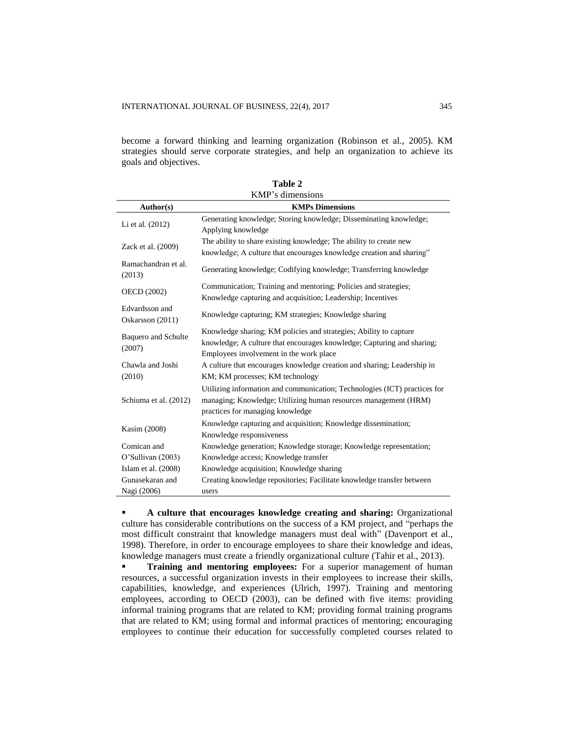become a forward thinking and learning organization (Robinson et al., 2005). KM strategies should serve corporate strategies, and help an organization to achieve its goals and objectives.

**Table 2**
KMP's dimensions

| Author(s) | KMPs Dimensions |
|---|---|
| Li et al. (2012) | Generating knowledge; Storing knowledge; Disseminating knowledge; Applying knowledge |
| Zack et al. (2009) | The ability to share existing knowledge; The ability to create new knowledge; A culture that encourages knowledge creation and sharing" |
| Ramachandran et al. (2013) | Generating knowledge; Codifying knowledge; Transferring knowledge |
| OECD (2002) | Communication; Training and mentoring; Policies and strategies; Knowledge capturing and acquisition; Leadership; Incentives |
| Edvardsson and Oskarsson (2011) | Knowledge capturing; KM strategies; Knowledge sharing |
| Baquero and Schulte (2007) | Knowledge sharing; KM policies and strategies; Ability to capture knowledge; A culture that encourages knowledge; Capturing and sharing; Employees involvement in the work place |
| Chawla and Joshi (2010) | A culture that encourages knowledge creation and sharing; Leadership in KM; KM processes; KM technology |
| Schiuma et al. (2012) | Utilizing information and communication; Technologies (ICT) practices for managing; Knowledge; Utilizing human resources management (HRM) practices for managing knowledge |
| Kasim (2008) | Knowledge capturing and acquisition; Knowledge dissemination; Knowledge responsiveness |
| Comican and O'Sullivan (2003) | Knowledge generation; Knowledge storage; Knowledge representation; Knowledge access; Knowledge transfer |
| Islam et al. (2008) | Knowledge acquisition; Knowledge sharing |
| Gunasekaran and Nagi (2006) | Creating knowledge repositories; Facilitate knowledge transfer between users |

- **A culture that encourages knowledge creating and sharing:** Organizational culture has considerable contributions on the success of a KM project, and "perhaps the most difficult constraint that knowledge managers must deal with" (Davenport et al., 1998). Therefore, in order to encourage employees to share their knowledge and ideas, knowledge managers must create a friendly organizational culture (Tahir et al., 2013).
- **Training and mentoring employees:** For a superior management of human resources, a successful organization invests in their employees to increase their skills, capabilities, knowledge, and experiences (Ulrich, 1997). Training and mentoring employees, according to OECD (2003), can be defined with five items: providing informal training programs that are related to KM; providing formal training programs that are related to KM; using formal and informal practices of mentoring; encouraging employees to continue their education for successfully completed courses related to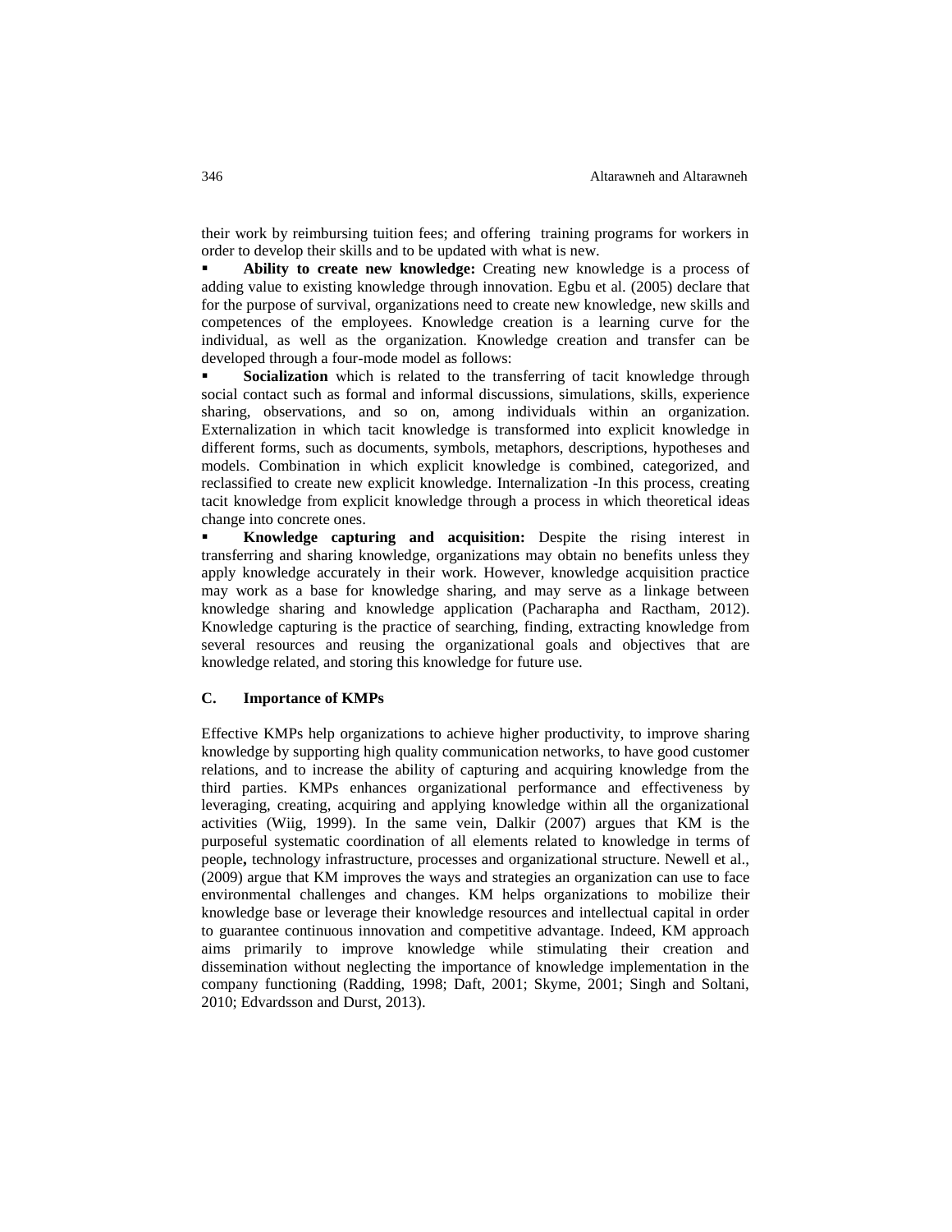their work by reimbursing tuition fees; and offering training programs for workers in order to develop their skills and to be updated with what is new.

- **Ability to create new knowledge:** Creating new knowledge is a process of adding value to existing knowledge through innovation. Egbu et al. (2005) declare that for the purpose of survival, organizations need to create new knowledge, new skills and competences of the employees. Knowledge creation is a learning curve for the individual, as well as the organization. Knowledge creation and transfer can be developed through a four-mode model as follows:
- **Socialization** which is related to the transferring of tacit knowledge through social contact such as formal and informal discussions, simulations, skills, experience sharing, observations, and so on, among individuals within an organization. Externalization in which tacit knowledge is transformed into explicit knowledge in different forms, such as documents, symbols, metaphors, descriptions, hypotheses and models. Combination in which explicit knowledge is combined, categorized, and reclassified to create new explicit knowledge. Internalization -In this process, creating tacit knowledge from explicit knowledge through a process in which theoretical ideas change into concrete ones.
- **Knowledge capturing and acquisition:** Despite the rising interest in transferring and sharing knowledge, organizations may obtain no benefits unless they apply knowledge accurately in their work. However, knowledge acquisition practice may work as a base for knowledge sharing, and may serve as a linkage between knowledge sharing and knowledge application (Pacharapha and Ractham, 2012). Knowledge capturing is the practice of searching, finding, extracting knowledge from several resources and reusing the organizational goals and objectives that are knowledge related, and storing this knowledge for future use.

### C. Importance of KMPs

Effective KMPs help organizations to achieve higher productivity, to improve sharing knowledge by supporting high quality communication networks, to have good customer relations, and to increase the ability of capturing and acquiring knowledge from the third parties. KMPs enhances organizational performance and effectiveness by leveraging, creating, acquiring and applying knowledge within all the organizational activities (Wiig, 1999). In the same vein, Dalkir (2007) argues that KM is the purposeful systematic coordination of all elements related to knowledge in terms of people**,** technology infrastructure, processes and organizational structure. Newell et al., (2009) argue that KM improves the ways and strategies an organization can use to face environmental challenges and changes. KM helps organizations to mobilize their knowledge base or leverage their knowledge resources and intellectual capital in order to guarantee continuous innovation and competitive advantage. Indeed, KM approach aims primarily to improve knowledge while stimulating their creation and dissemination without neglecting the importance of knowledge implementation in the company functioning (Radding, 1998; Daft, 2001; Skyme, 2001; Singh and Soltani, 2010; Edvardsson and Durst, 2013).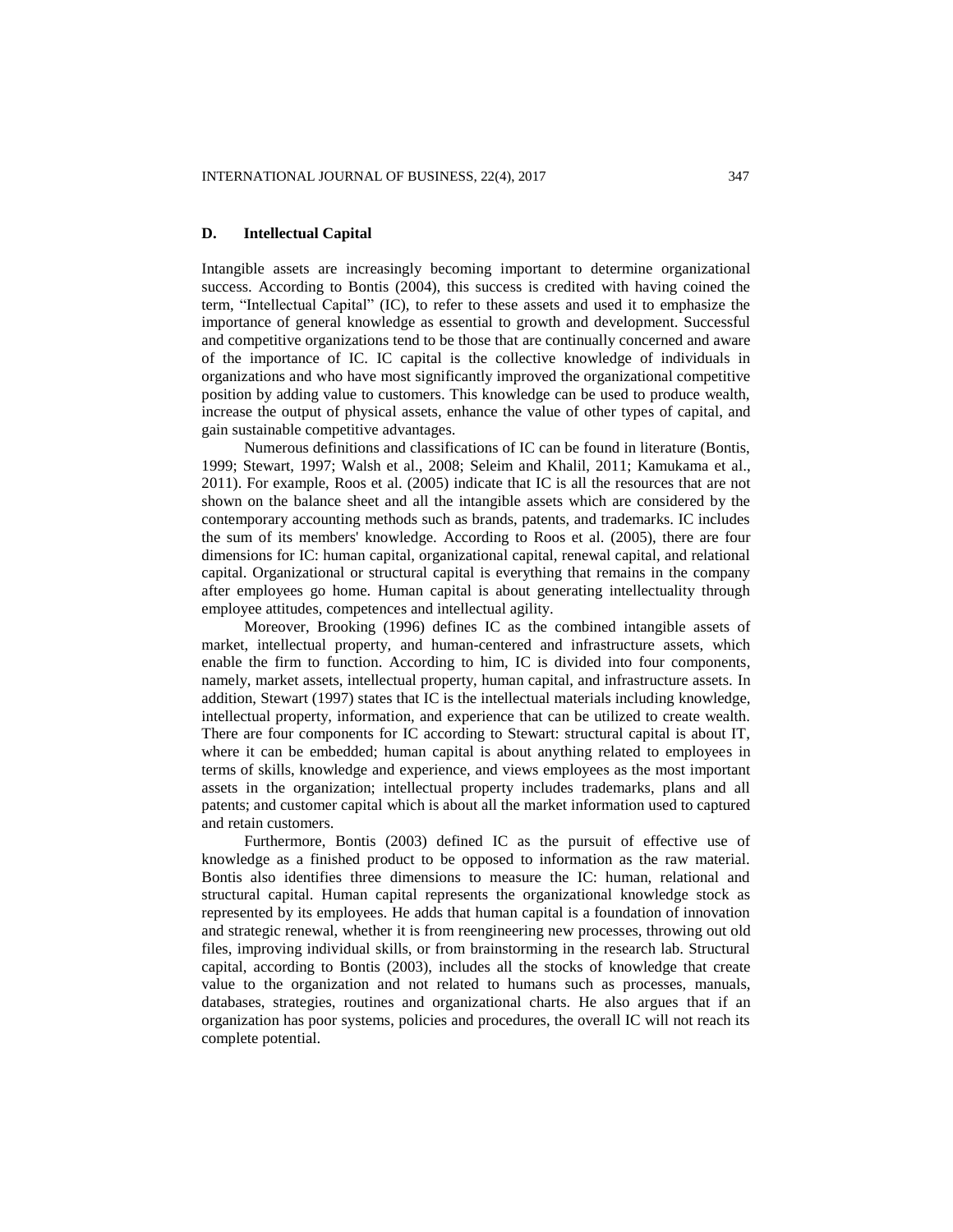## D. Intellectual Capital

Intangible assets are increasingly becoming important to determine organizational success. According to Bontis (2004), this success is credited with having coined the term, "Intellectual Capital" (IC), to refer to these assets and used it to emphasize the importance of general knowledge as essential to growth and development. Successful and competitive organizations tend to be those that are continually concerned and aware of the importance of IC. IC capital is the collective knowledge of individuals in organizations and who have most significantly improved the organizational competitive position by adding value to customers. This knowledge can be used to produce wealth, increase the output of physical assets, enhance the value of other types of capital, and gain sustainable competitive advantages.

Numerous definitions and classifications of IC can be found in literature (Bontis, 1999; Stewart, 1997; Walsh et al., 2008; Seleim and Khalil, 2011; Kamukama et al., 2011). For example, Roos et al. (2005) indicate that IC is all the resources that are not shown on the balance sheet and all the intangible assets which are considered by the contemporary accounting methods such as brands, patents, and trademarks. IC includes the sum of its members' knowledge. According to Roos et al. (2005), there are four dimensions for IC: human capital, organizational capital, renewal capital, and relational capital. Organizational or structural capital is everything that remains in the company after employees go home. Human capital is about generating intellectuality through employee attitudes, competences and intellectual agility.

Moreover, Brooking (1996) defines IC as the combined intangible assets of market, intellectual property, and human-centered and infrastructure assets, which enable the firm to function. According to him, IC is divided into four components, namely, market assets, intellectual property, human capital, and infrastructure assets. In addition, Stewart (1997) states that IC is the intellectual materials including knowledge, intellectual property, information, and experience that can be utilized to create wealth. There are four components for IC according to Stewart: structural capital is about IT, where it can be embedded; human capital is about anything related to employees in terms of skills, knowledge and experience, and views employees as the most important assets in the organization; intellectual property includes trademarks, plans and all patents; and customer capital which is about all the market information used to captured and retain customers.

Furthermore, Bontis (2003) defined IC as the pursuit of effective use of knowledge as a finished product to be opposed to information as the raw material. Bontis also identifies three dimensions to measure the IC: human, relational and structural capital. Human capital represents the organizational knowledge stock as represented by its employees. He adds that human capital is a foundation of innovation and strategic renewal, whether it is from reengineering new processes, throwing out old files, improving individual skills, or from brainstorming in the research lab. Structural capital, according to Bontis (2003), includes all the stocks of knowledge that create value to the organization and not related to humans such as processes, manuals, databases, strategies, routines and organizational charts. He also argues that if an organization has poor systems, policies and procedures, the overall IC will not reach its complete potential.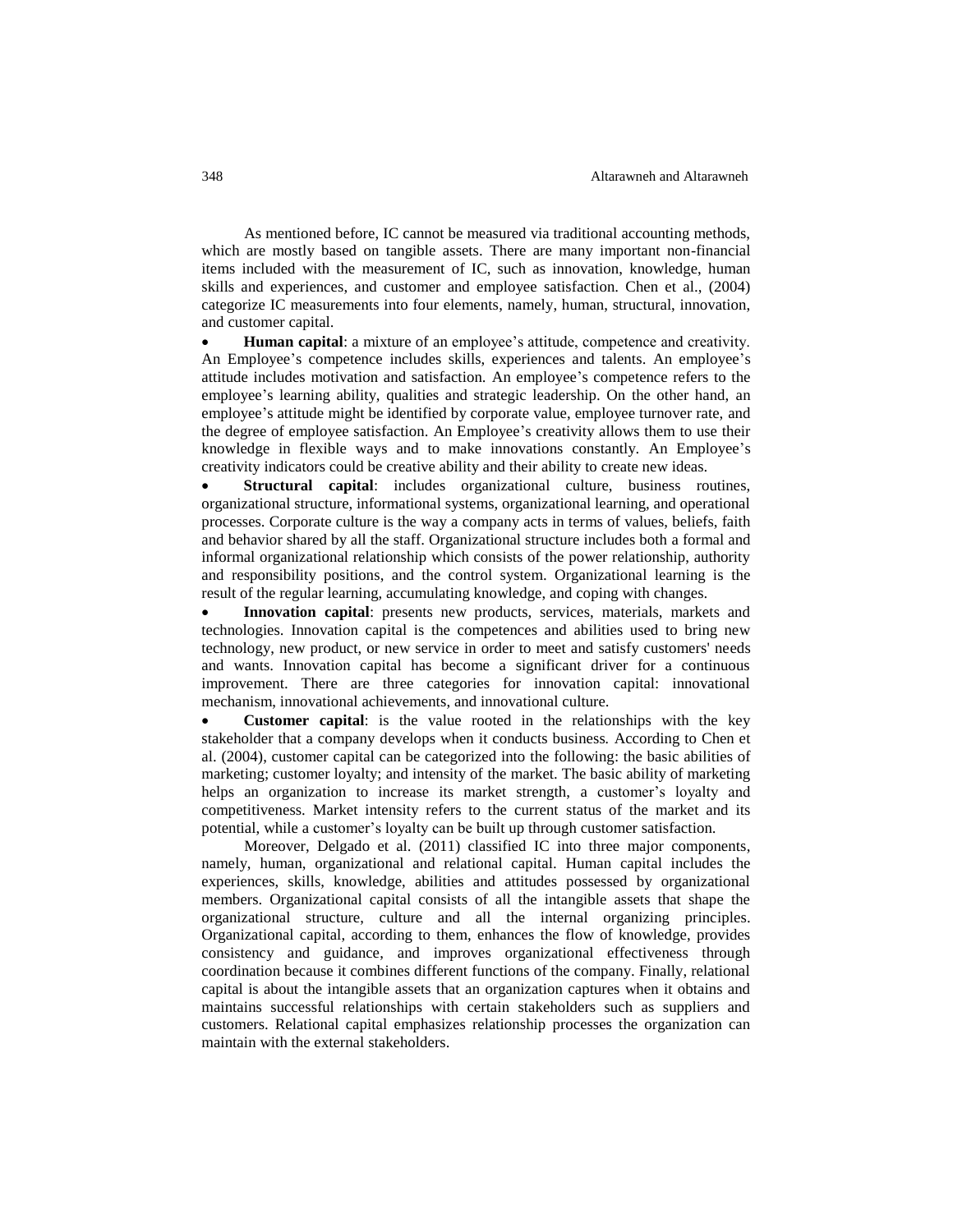As mentioned before, IC cannot be measured via traditional accounting methods, which are mostly based on tangible assets. There are many important non-financial items included with the measurement of IC, such as innovation, knowledge, human skills and experiences, and customer and employee satisfaction. Chen et al., (2004) categorize IC measurements into four elements, namely, human, structural, innovation, and customer capital.

- **Human capital**: a mixture of an employee's attitude, competence and creativity. An Employee's competence includes skills, experiences and talents. An employee's attitude includes motivation and satisfaction. An employee's competence refers to the employee's learning ability, qualities and strategic leadership. On the other hand, an employee's attitude might be identified by corporate value, employee turnover rate, and the degree of employee satisfaction. An Employee's creativity allows them to use their knowledge in flexible ways and to make innovations constantly. An Employee's creativity indicators could be creative ability and their ability to create new ideas.
- **Structural capital**: includes organizational culture, business routines, organizational structure, informational systems, organizational learning, and operational processes. Corporate culture is the way a company acts in terms of values, beliefs, faith and behavior shared by all the staff. Organizational structure includes both a formal and informal organizational relationship which consists of the power relationship, authority and responsibility positions, and the control system. Organizational learning is the result of the regular learning, accumulating knowledge, and coping with changes.
- **Innovation capital**: presents new products, services, materials, markets and technologies. Innovation capital is the competences and abilities used to bring new technology, new product, or new service in order to meet and satisfy customers' needs and wants. Innovation capital has become a significant driver for a continuous improvement. There are three categories for innovation capital: innovational mechanism, innovational achievements, and innovational culture.
- **Customer capital**: is the value rooted in the relationships with the key stakeholder that a company develops when it conducts business. According to Chen et al. (2004), customer capital can be categorized into the following: the basic abilities of marketing; customer loyalty; and intensity of the market. The basic ability of marketing helps an organization to increase its market strength, a customer's loyalty and competitiveness. Market intensity refers to the current status of the market and its potential, while a customer's loyalty can be built up through customer satisfaction.

Moreover, Delgado et al. (2011) classified IC into three major components, namely, human, organizational and relational capital. Human capital includes the experiences, skills, knowledge, abilities and attitudes possessed by organizational members. Organizational capital consists of all the intangible assets that shape the organizational structure, culture and all the internal organizing principles. Organizational capital, according to them, enhances the flow of knowledge, provides consistency and guidance, and improves organizational effectiveness through coordination because it combines different functions of the company. Finally, relational capital is about the intangible assets that an organization captures when it obtains and maintains successful relationships with certain stakeholders such as suppliers and customers. Relational capital emphasizes relationship processes the organization can maintain with the external stakeholders.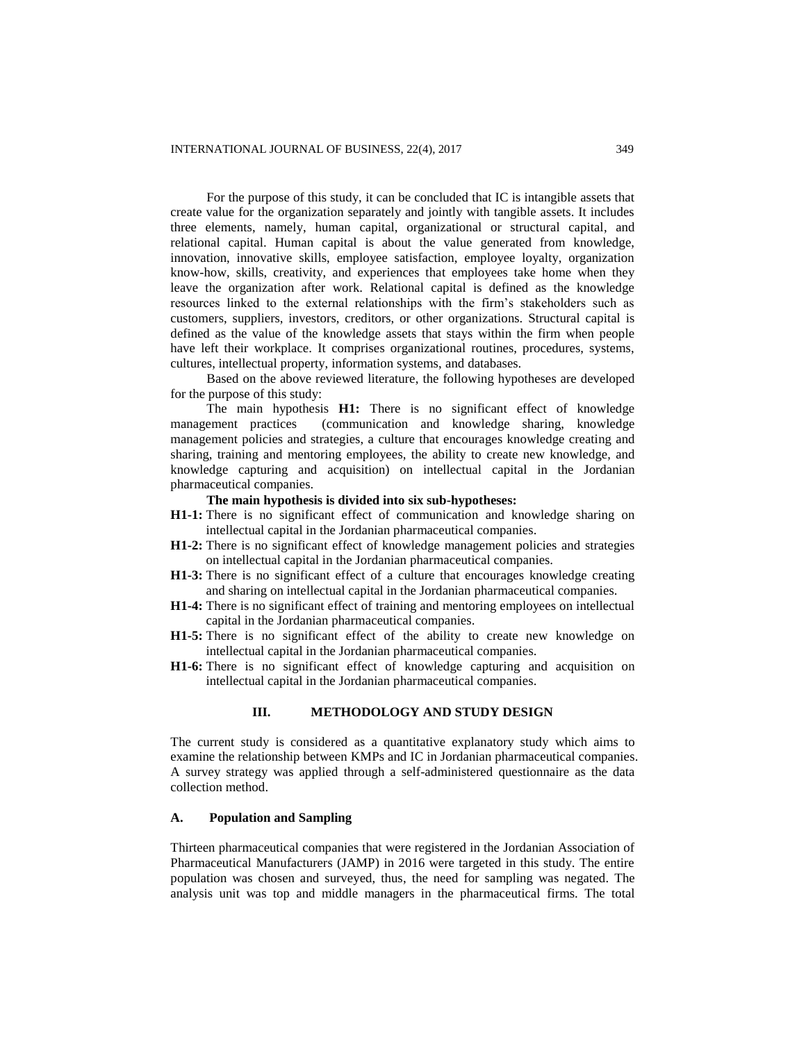For the purpose of this study, it can be concluded that IC is intangible assets that create value for the organization separately and jointly with tangible assets. It includes three elements, namely, human capital, organizational or structural capital, and relational capital. Human capital is about the value generated from knowledge, innovation, innovative skills, employee satisfaction, employee loyalty, organization know-how, skills, creativity, and experiences that employees take home when they leave the organization after work. Relational capital is defined as the knowledge resources linked to the external relationships with the firm's stakeholders such as customers, suppliers, investors, creditors, or other organizations. Structural capital is defined as the value of the knowledge assets that stays within the firm when people have left their workplace. It comprises organizational routines, procedures, systems, cultures, intellectual property, information systems, and databases.

Based on the above reviewed literature, the following hypotheses are developed for the purpose of this study:

The main hypothesis **H1:** There is no significant effect of knowledge management practices (communication and knowledge sharing, knowledge management policies and strategies, a culture that encourages knowledge creating and sharing, training and mentoring employees, the ability to create new knowledge, and knowledge capturing and acquisition) on intellectual capital in the Jordanian pharmaceutical companies.

**The main hypothesis is divided into six sub-hypotheses:**

- **H1-1:** There is no significant effect of communication and knowledge sharing on intellectual capital in the Jordanian pharmaceutical companies.
- **H1-2:** There is no significant effect of knowledge management policies and strategies on intellectual capital in the Jordanian pharmaceutical companies.
- **H1-3:** There is no significant effect of a culture that encourages knowledge creating and sharing on intellectual capital in the Jordanian pharmaceutical companies.
- **H1-4:** There is no significant effect of training and mentoring employees on intellectual capital in the Jordanian pharmaceutical companies.
- **H1-5:** There is no significant effect of the ability to create new knowledge on intellectual capital in the Jordanian pharmaceutical companies.
- **H1-6:** There is no significant effect of knowledge capturing and acquisition on intellectual capital in the Jordanian pharmaceutical companies.

## III. METHODOLOGY AND STUDY DESIGN

The current study is considered as a quantitative explanatory study which aims to examine the relationship between KMPs and IC in Jordanian pharmaceutical companies. A survey strategy was applied through a self-administered questionnaire as the data collection method.

### A. Population and Sampling

Thirteen pharmaceutical companies that were registered in the Jordanian Association of Pharmaceutical Manufacturers (JAMP) in 2016 were targeted in this study. The entire population was chosen and surveyed, thus, the need for sampling was negated. The analysis unit was top and middle managers in the pharmaceutical firms. The total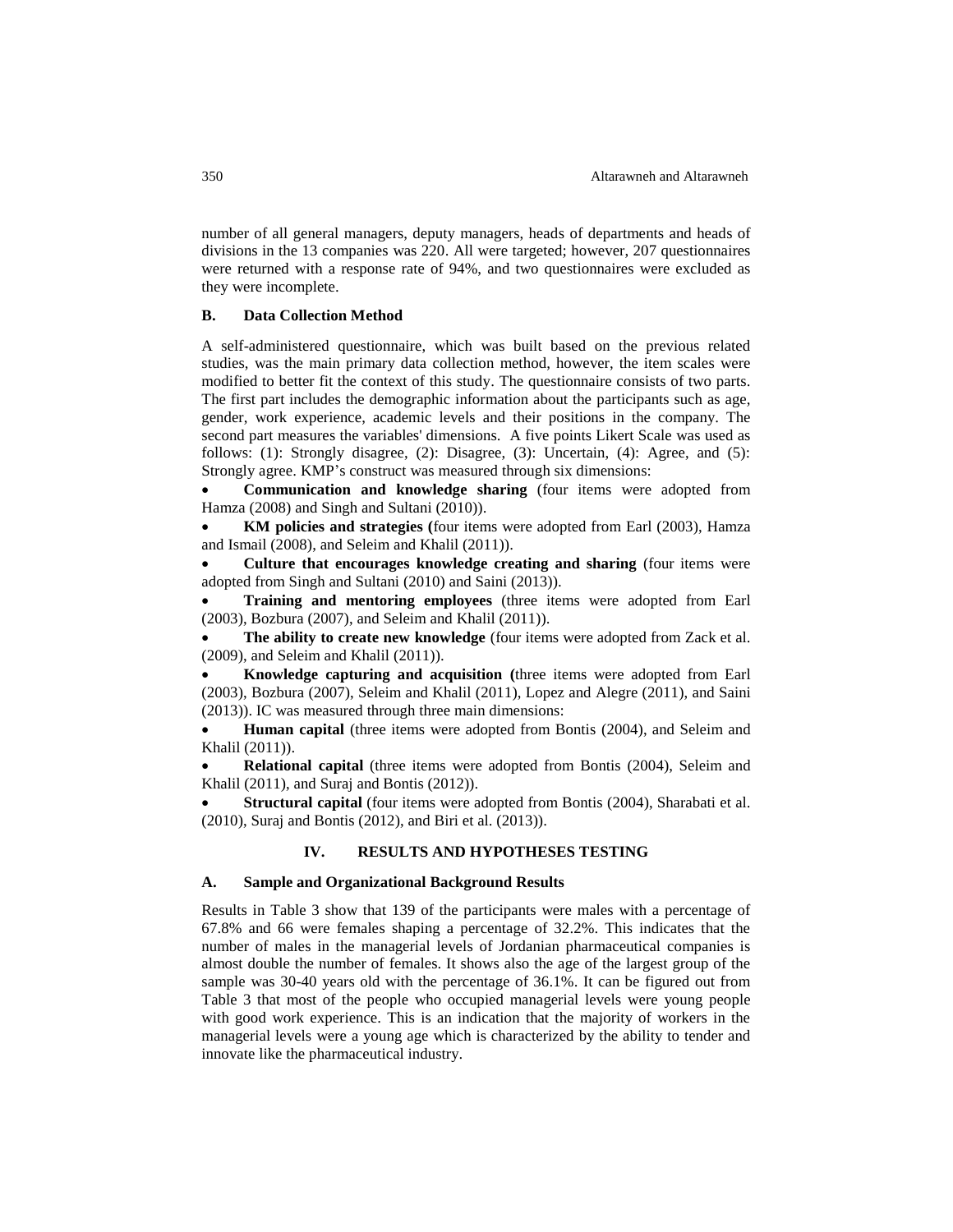number of all general managers, deputy managers, heads of departments and heads of divisions in the 13 companies was 220. All were targeted; however, 207 questionnaires were returned with a response rate of 94%, and two questionnaires were excluded as they were incomplete.

### B. Data Collection Method

A self-administered questionnaire, which was built based on the previous related studies, was the main primary data collection method, however, the item scales were modified to better fit the context of this study. The questionnaire consists of two parts. The first part includes the demographic information about the participants such as age, gender, work experience, academic levels and their positions in the company. The second part measures the variables' dimensions. A five points Likert Scale was used as follows: (1): Strongly disagree, (2): Disagree, (3): Uncertain, (4): Agree, and (5): Strongly agree. KMP's construct was measured through six dimensions:

- **Communication and knowledge sharing** (four items were adopted from Hamza (2008) and Singh and Sultani (2010)).
- **KM policies and strategies (**four items were adopted from Earl (2003), Hamza and Ismail (2008), and Seleim and Khalil (2011)).
- **Culture that encourages knowledge creating and sharing** (four items were adopted from Singh and Sultani (2010) and Saini (2013)).
- **Training and mentoring employees** (three items were adopted from Earl (2003), Bozbura (2007), and Seleim and Khalil (2011)).
- **The ability to create new knowledge** (four items were adopted from Zack et al. (2009), and Seleim and Khalil (2011)).
- **Knowledge capturing and acquisition (**three items were adopted from Earl (2003), Bozbura (2007), Seleim and Khalil (2011), Lopez and Alegre (2011), and Saini (2013)). IC was measured through three main dimensions:
- **Human capital** (three items were adopted from Bontis (2004), and Seleim and Khalil (2011)).
- **Relational capital** (three items were adopted from Bontis (2004), Seleim and Khalil (2011), and Suraj and Bontis (2012)).
- **Structural capital** (four items were adopted from Bontis (2004), Sharabati et al. (2010), Suraj and Bontis (2012), and Biri et al. (2013)).

## IV. RESULTS AND HYPOTHESES TESTING

### A. Sample and Organizational Background Results

Results in Table 3 show that 139 of the participants were males with a percentage of 67.8% and 66 were females shaping a percentage of 32.2%. This indicates that the number of males in the managerial levels of Jordanian pharmaceutical companies is almost double the number of females. It shows also the age of the largest group of the sample was 30-40 years old with the percentage of 36.1%. It can be figured out from Table 3 that most of the people who occupied managerial levels were young people with good work experience. This is an indication that the majority of workers in the managerial levels were a young age which is characterized by the ability to tender and innovate like the pharmaceutical industry.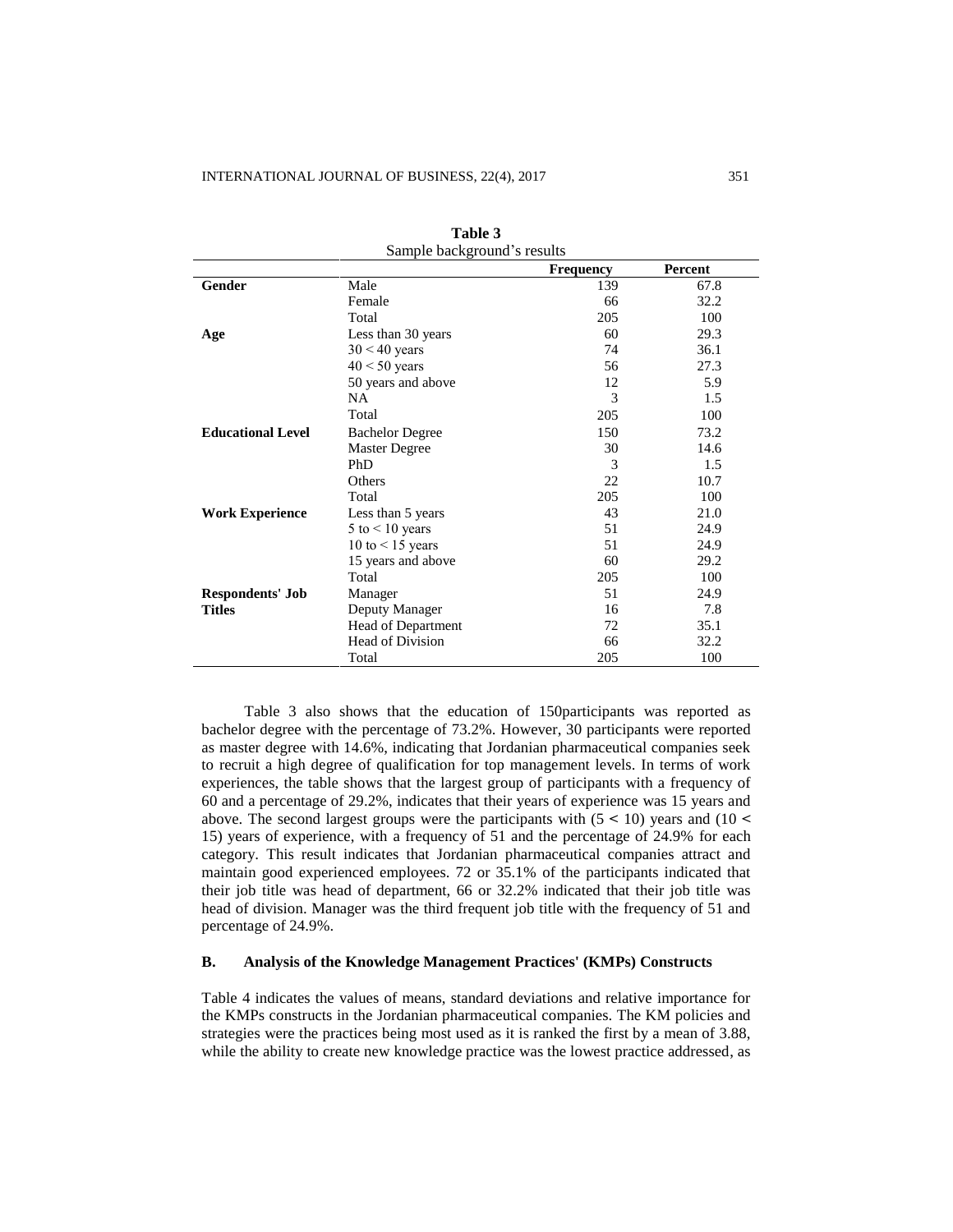**Table 3**
Sample background's results

| | | Frequency | Percent |
|---|---|---|---|
| **Gender** | Male | 139 | 67.8 |
| | Female | 66 | 32.2 |
| | Total | 205 | 100 |
| **Age** | Less than 30 years | 60 | 29.3 |
| | 30 < 40 years | 74 | 36.1 |
| | 40 < 50 years | 56 | 27.3 |
| | 50 years and above | 12 | 5.9 |
| | NA | 3 | 1.5 |
| | Total | 205 | 100 |
| **Educational Level** | Bachelor Degree | 150 | 73.2 |
| | Master Degree | 30 | 14.6 |
| | PhD | 3 | 1.5 |
| | Others | 22 | 10.7 |
| | Total | 205 | 100 |
| **Work Experience** | Less than 5 years | 43 | 21.0 |
| | 5 to < 10 years | 51 | 24.9 |
| | 10 to < 15 years | 51 | 24.9 |
| | 15 years and above | 60 | 29.2 |
| | Total | 205 | 100 |
| **Respondents' Job Titles** | Manager | 51 | 24.9 |
| | Deputy Manager | 16 | 7.8 |
| | Head of Department | 72 | 35.1 |
| | Head of Division | 66 | 32.2 |
| | Total | 205 | 100 |

Table 3 also shows that the education of 150participants was reported as bachelor degree with the percentage of 73.2%. However, 30 participants were reported as master degree with 14.6%, indicating that Jordanian pharmaceutical companies seek to recruit a high degree of qualification for top management levels. In terms of work experiences, the table shows that the largest group of participants with a frequency of 60 and a percentage of 29.2%, indicates that their years of experience was 15 years and above. The second largest groups were the participants with (5 < 10) years and (10 < 15) years of experience, with a frequency of 51 and the percentage of 24.9% for each category. This result indicates that Jordanian pharmaceutical companies attract and maintain good experienced employees. 72 or 35.1% of the participants indicated that their job title was head of department, 66 or 32.2% indicated that their job title was head of division. Manager was the third frequent job title with the frequency of 51 and percentage of 24.9%.

### B. Analysis of the Knowledge Management Practices' (KMPs) Constructs

Table 4 indicates the values of means, standard deviations and relative importance for the KMPs constructs in the Jordanian pharmaceutical companies. The KM policies and strategies were the practices being most used as it is ranked the first by a mean of 3.88, while the ability to create new knowledge practice was the lowest practice addressed, as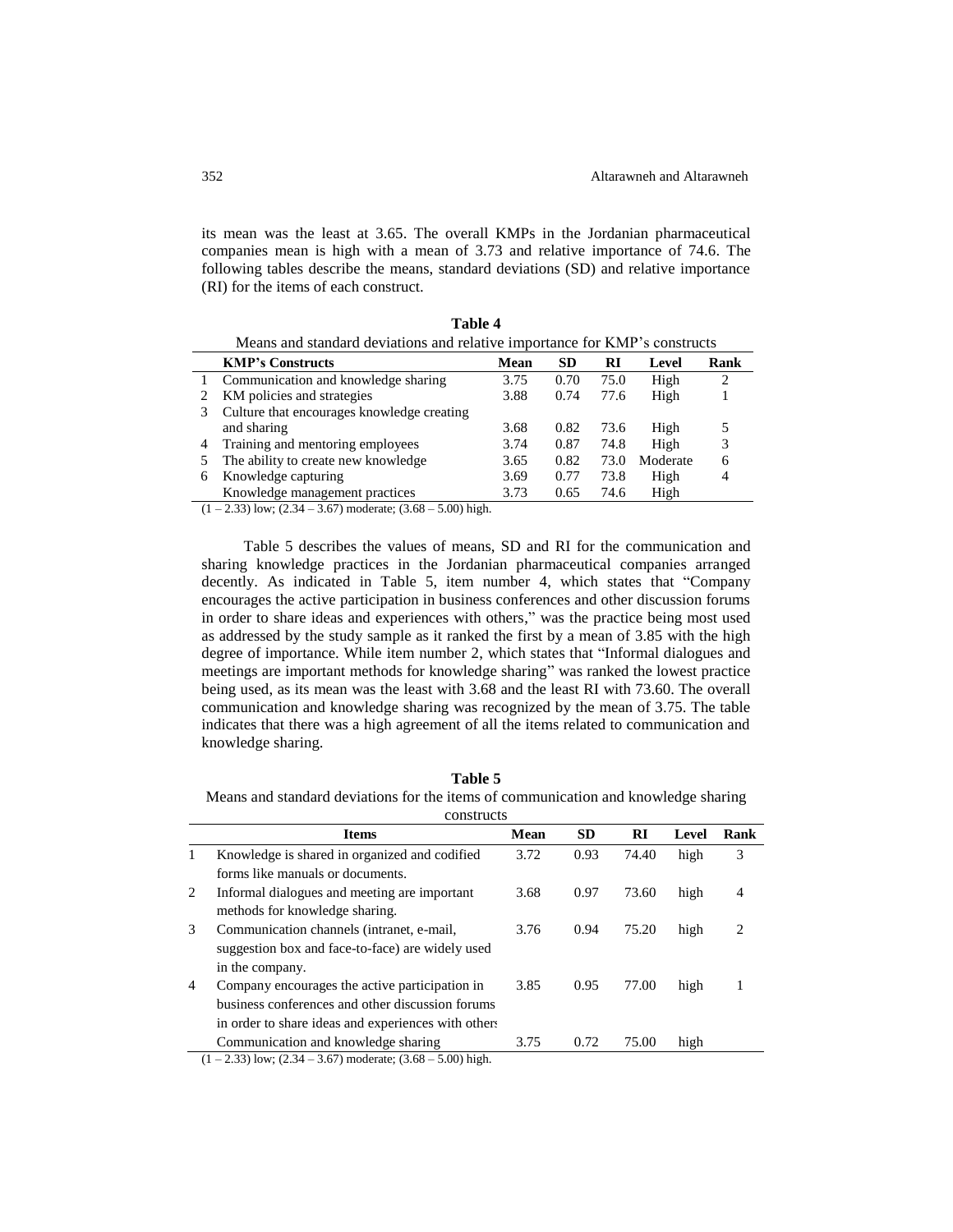its mean was the least at 3.65. The overall KMPs in the Jordanian pharmaceutical companies mean is high with a mean of 3.73 and relative importance of 74.6. The following tables describe the means, standard deviations (SD) and relative importance (RI) for the items of each construct.

**Table 4**

Means and standard deviations and relative importance for KMP's constructs

| | KMP's Constructs | Mean | SD | RI | Level | Rank |
|---|---|---|---|---|---|---|
| 1 | Communication and knowledge sharing | 3.75 | 0.70 | 75.0 | High | 2 |
| 2 | KM policies and strategies | 3.88 | 0.74 | 77.6 | High | 1 |
| 3 | Culture that encourages knowledge creating and sharing | 3.68 | 0.82 | 73.6 | High | 5 |
| 4 | Training and mentoring employees | 3.74 | 0.87 | 74.8 | High | 3 |
| 5 | The ability to create new knowledge | 3.65 | 0.82 | 73.0 | Moderate | 6 |
| 6 | Knowledge capturing | 3.69 | 0.77 | 73.8 | High | 4 |
| | Knowledge management practices | 3.73 | 0.65 | 74.6 | High | |

(1 – 2.33) low; (2.34 – 3.67) moderate; (3.68 – 5.00) high.

Table 5 describes the values of means, SD and RI for the communication and sharing knowledge practices in the Jordanian pharmaceutical companies arranged decently. As indicated in Table 5, item number 4, which states that "Company encourages the active participation in business conferences and other discussion forums in order to share ideas and experiences with others," was the practice being most used as addressed by the study sample as it ranked the first by a mean of 3.85 with the high degree of importance. While item number 2, which states that "Informal dialogues and meetings are important methods for knowledge sharing" was ranked the lowest practice being used, as its mean was the least with 3.68 and the least RI with 73.60. The overall communication and knowledge sharing was recognized by the mean of 3.75. The table indicates that there was a high agreement of all the items related to communication and knowledge sharing.

**Table 5**

Means and standard deviations for the items of communication and knowledge sharing constructs

| | Items | Mean | SD | RI | Level | Rank |
|---|---|---|---|---|---|---|
| 1 | Knowledge is shared in organized and codified forms like manuals or documents. | 3.72 | 0.93 | 74.40 | high | 3 |
| 2 | Informal dialogues and meeting are important methods for knowledge sharing. | 3.68 | 0.97 | 73.60 | high | 4 |
| 3 | Communication channels (intranet, e-mail, suggestion box and face-to-face) are widely used in the company. | 3.76 | 0.94 | 75.20 | high | 2 |
| 4 | Company encourages the active participation in business conferences and other discussion forums in order to share ideas and experiences with others | 3.85 | 0.95 | 77.00 | high | 1 |
| | Communication and knowledge sharing | 3.75 | 0.72 | 75.00 | high | |

(1 – 2.33) low; (2.34 – 3.67) moderate; (3.68 – 5.00) high.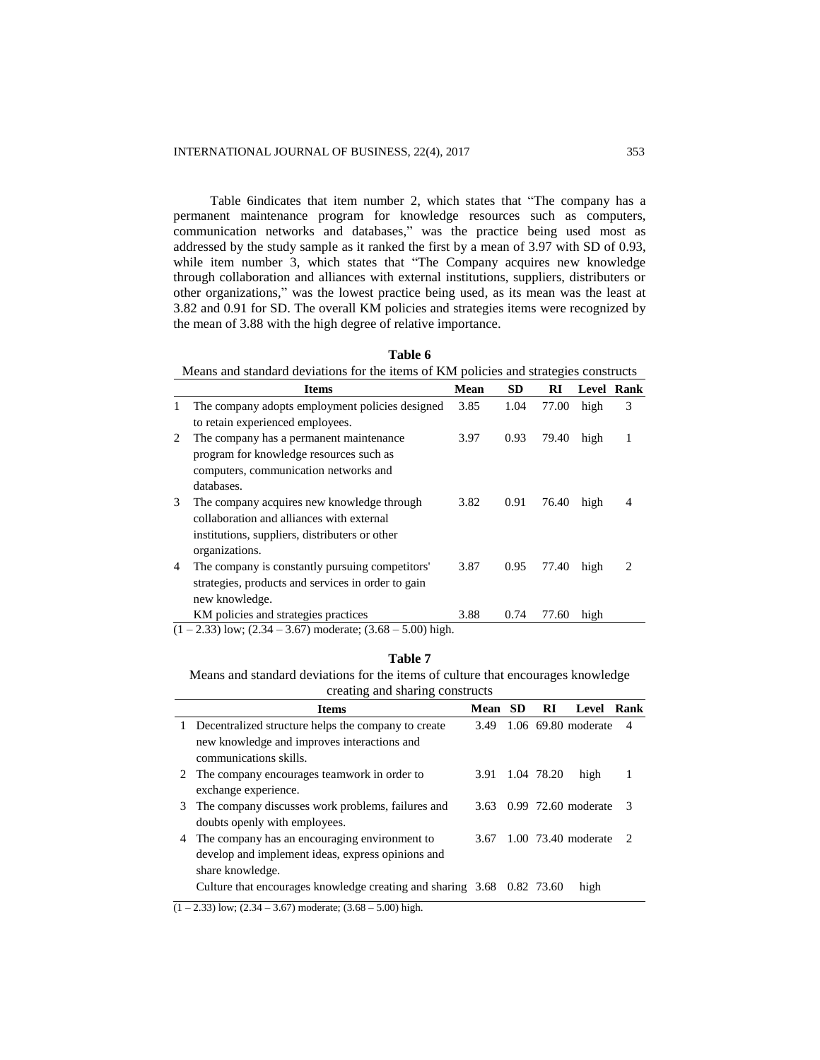Table 6indicates that item number 2, which states that "The company has a permanent maintenance program for knowledge resources such as computers, communication networks and databases," was the practice being used most as addressed by the study sample as it ranked the first by a mean of 3.97 with SD of 0.93, while item number 3, which states that "The Company acquires new knowledge through collaboration and alliances with external institutions, suppliers, distributers or other organizations," was the lowest practice being used, as its mean was the least at 3.82 and 0.91 for SD. The overall KM policies and strategies items were recognized by the mean of 3.88 with the high degree of relative importance.

**Table 6**

Means and standard deviations for the items of KM policies and strategies constructs

| | Items | Mean | SD | RI | Level | Rank |
|---|---|---|---|---|---|---|
| 1 | The company adopts employment policies designed to retain experienced employees. | 3.85 | 1.04 | 77.00 | high | 3 |
| 2 | The company has a permanent maintenance program for knowledge resources such as computers, communication networks and databases. | 3.97 | 0.93 | 79.40 | high | 1 |
| 3 | The company acquires new knowledge through collaboration and alliances with external institutions, suppliers, distributers or other organizations. | 3.82 | 0.91 | 76.40 | high | 4 |
| 4 | The company is constantly pursuing competitors' strategies, products and services in order to gain new knowledge. | 3.87 | 0.95 | 77.40 | high | 2 |
| | KM policies and strategies practices | 3.88 | 0.74 | 77.60 | high | |

(1 – 2.33) low; (2.34 – 3.67) moderate; (3.68 – 5.00) high.

**Table 7**

Means and standard deviations for the items of culture that encourages knowledge creating and sharing constructs

| | Items | Mean | SD | RI | Level | Rank |
|---|---|---|---|---|---|---|
| 1 | Decentralized structure helps the company to create new knowledge and improves interactions and communications skills. | 3.49 | 1.06 | 69.80 | moderate | 4 |
| 2 | The company encourages teamwork in order to exchange experience. | 3.91 | 1.04 | 78.20 | high | 1 |
| 3 | The company discusses work problems, failures and doubts openly with employees. | 3.63 | 0.99 | 72.60 | moderate | 3 |
| 4 | The company has an encouraging environment to develop and implement ideas, express opinions and share knowledge. | 3.67 | 1.00 | 73.40 | moderate | 2 |
| | Culture that encourages knowledge creating and sharing | 3.68 | 0.82 | 73.60 | high | |

(1 – 2.33) low; (2.34 – 3.67) moderate; (3.68 – 5.00) high.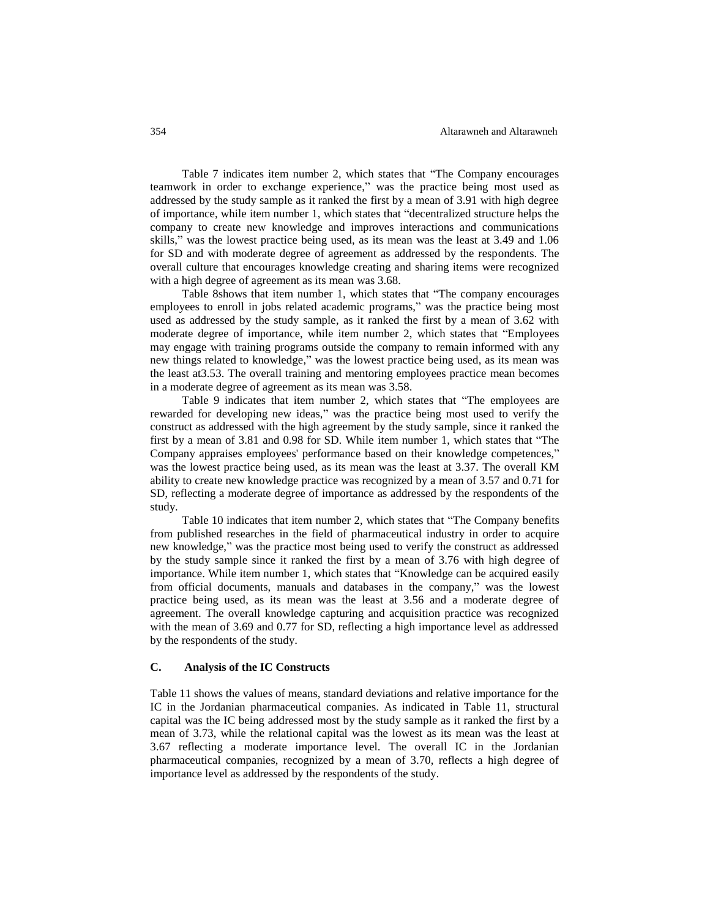Table 7 indicates item number 2, which states that "The Company encourages teamwork in order to exchange experience," was the practice being most used as addressed by the study sample as it ranked the first by a mean of 3.91 with high degree of importance, while item number 1, which states that "decentralized structure helps the company to create new knowledge and improves interactions and communications skills," was the lowest practice being used, as its mean was the least at 3.49 and 1.06 for SD and with moderate degree of agreement as addressed by the respondents. The overall culture that encourages knowledge creating and sharing items were recognized with a high degree of agreement as its mean was 3.68.

Table 8shows that item number 1, which states that "The company encourages employees to enroll in jobs related academic programs," was the practice being most used as addressed by the study sample, as it ranked the first by a mean of 3.62 with moderate degree of importance, while item number 2, which states that "Employees may engage with training programs outside the company to remain informed with any new things related to knowledge," was the lowest practice being used, as its mean was the least at3.53. The overall training and mentoring employees practice mean becomes in a moderate degree of agreement as its mean was 3.58.

Table 9 indicates that item number 2, which states that "The employees are rewarded for developing new ideas," was the practice being most used to verify the construct as addressed with the high agreement by the study sample, since it ranked the first by a mean of 3.81 and 0.98 for SD. While item number 1, which states that "The Company appraises employees' performance based on their knowledge competences," was the lowest practice being used, as its mean was the least at 3.37. The overall KM ability to create new knowledge practice was recognized by a mean of 3.57 and 0.71 for SD, reflecting a moderate degree of importance as addressed by the respondents of the study.

Table 10 indicates that item number 2, which states that "The Company benefits from published researches in the field of pharmaceutical industry in order to acquire new knowledge," was the practice most being used to verify the construct as addressed by the study sample since it ranked the first by a mean of 3.76 with high degree of importance. While item number 1, which states that "Knowledge can be acquired easily from official documents, manuals and databases in the company," was the lowest practice being used, as its mean was the least at 3.56 and a moderate degree of agreement. The overall knowledge capturing and acquisition practice was recognized with the mean of 3.69 and 0.77 for SD, reflecting a high importance level as addressed by the respondents of the study.

### C. Analysis of the IC Constructs

Table 11 shows the values of means, standard deviations and relative importance for the IC in the Jordanian pharmaceutical companies. As indicated in Table 11, structural capital was the IC being addressed most by the study sample as it ranked the first by a mean of 3.73, while the relational capital was the lowest as its mean was the least at 3.67 reflecting a moderate importance level. The overall IC in the Jordanian pharmaceutical companies, recognized by a mean of 3.70, reflects a high degree of importance level as addressed by the respondents of the study.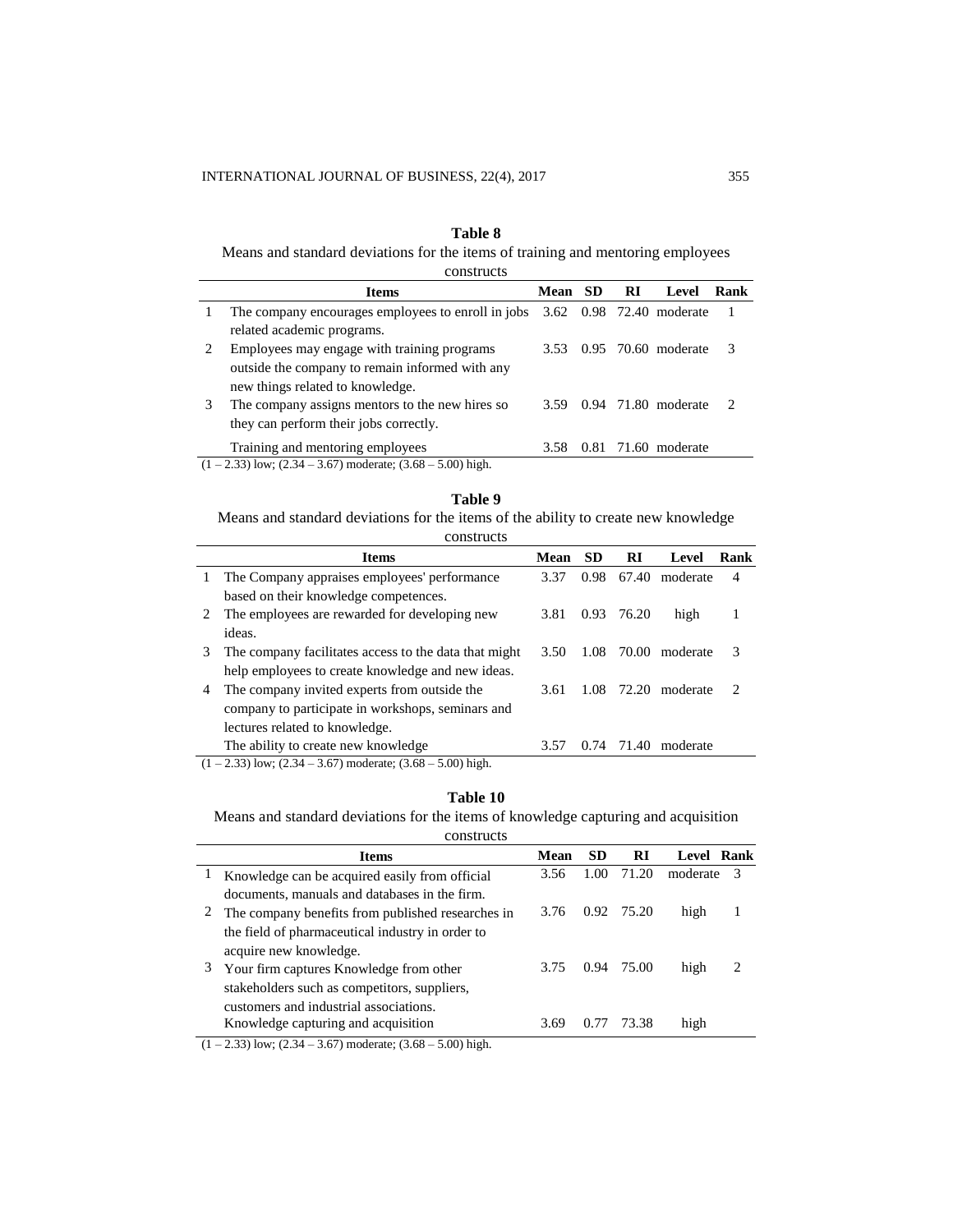**Table 8**

Means and standard deviations for the items of training and mentoring employees constructs

| | Items | Mean | SD | RI | Level | Rank |
|---|---|---|---|---|---|---|
| 1 | The company encourages employees to enroll in jobs related academic programs. | 3.62 | 0.98 | 72.40 | moderate | 1 |
| 2 | Employees may engage with training programs outside the company to remain informed with any new things related to knowledge. | 3.53 | 0.95 | 70.60 | moderate | 3 |
| 3 | The company assigns mentors to the new hires so they can perform their jobs correctly. | 3.59 | 0.94 | 71.80 | moderate | 2 |
| | Training and mentoring employees | 3.58 | 0.81 | 71.60 | moderate | |

(1 – 2.33) low; (2.34 – 3.67) moderate; (3.68 – 5.00) high.

**Table 9**

Means and standard deviations for the items of the ability to create new knowledge constructs

| | Items | Mean | SD | RI | Level | Rank |
|---|---|---|---|---|---|---|
| 1 | The Company appraises employees' performance based on their knowledge competences. | 3.37 | 0.98 | 67.40 | moderate | 4 |
| 2 | The employees are rewarded for developing new ideas. | 3.81 | 0.93 | 76.20 | high | 1 |
| 3 | The company facilitates access to the data that might help employees to create knowledge and new ideas. | 3.50 | 1.08 | 70.00 | moderate | 3 |
| 4 | The company invited experts from outside the company to participate in workshops, seminars and lectures related to knowledge. | 3.61 | 1.08 | 72.20 | moderate | 2 |
| | The ability to create new knowledge | 3.57 | 0.74 | 71.40 | moderate | |

(1 – 2.33) low; (2.34 – 3.67) moderate; (3.68 – 5.00) high.

**Table 10**

Means and standard deviations for the items of knowledge capturing and acquisition constructs

| | Items | Mean | SD | RI | Level | Rank |
|---|---|---|---|---|---|---|
| 1 | Knowledge can be acquired easily from official documents, manuals and databases in the firm. | 3.56 | 1.00 | 71.20 | moderate | 3 |
| 2 | The company benefits from published researches in the field of pharmaceutical industry in order to acquire new knowledge. | 3.76 | 0.92 | 75.20 | high | 1 |
| 3 | Your firm captures Knowledge from other stakeholders such as competitors, suppliers, customers and industrial associations. | 3.75 | 0.94 | 75.00 | high | 2 |
| | Knowledge capturing and acquisition | 3.69 | 0.77 | 73.38 | high | |

(1 – 2.33) low; (2.34 – 3.67) moderate; (3.68 – 5.00) high.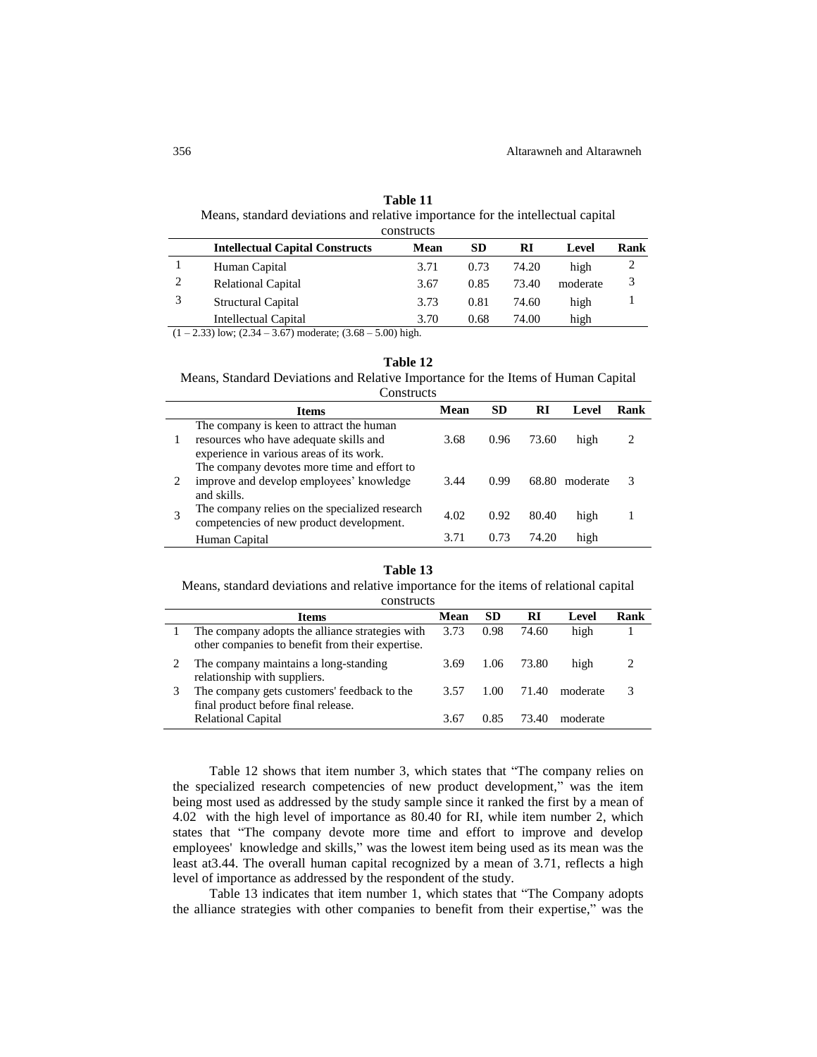**Table 11**

Means, standard deviations and relative importance for the intellectual capital constructs

| | Intellectual Capital Constructs | Mean | SD | RI | Level | Rank |
|---|---|---|---|---|---|---|
| 1 | Human Capital | 3.71 | 0.73 | 74.20 | high | 2 |
| 2 | Relational Capital | 3.67 | 0.85 | 73.40 | moderate | 3 |
| 3 | Structural Capital | 3.73 | 0.81 | 74.60 | high | 1 |
| | Intellectual Capital | 3.70 | 0.68 | 74.00 | high | |

(1 – 2.33) low; (2.34 – 3.67) moderate; (3.68 – 5.00) high.

**Table 12**

Means, Standard Deviations and Relative Importance for the Items of Human Capital Constructs

| | Items | Mean | SD | RI | Level | Rank |
|---|---|---|---|---|---|---|
| 1 | The company is keen to attract the human resources who have adequate skills and experience in various areas of its work. | 3.68 | 0.96 | 73.60 | high | 2 |
| 2 | The company devotes more time and effort to improve and develop employees' knowledge and skills. | 3.44 | 0.99 | 68.80 | moderate | 3 |
| 3 | The company relies on the specialized research competencies of new product development. | 4.02 | 0.92 | 80.40 | high | 1 |
| | Human Capital | 3.71 | 0.73 | 74.20 | high | |

**Table 13**

Means, standard deviations and relative importance for the items of relational capital constructs

| | Items | Mean | SD | RI | Level | Rank |
|---|---|---|---|---|---|---|
| 1 | The company adopts the alliance strategies with other companies to benefit from their expertise. | 3.73 | 0.98 | 74.60 | high | 1 |
| 2 | The company maintains a long-standing relationship with suppliers. | 3.69 | 1.06 | 73.80 | high | 2 |
| 3 | The company gets customers' feedback to the final product before final release. | 3.57 | 1.00 | 71.40 | moderate | 3 |
| | Relational Capital | 3.67 | 0.85 | 73.40 | moderate | |

Table 12 shows that item number 3, which states that "The company relies on the specialized research competencies of new product development," was the item being most used as addressed by the study sample since it ranked the first by a mean of 4.02 with the high level of importance as 80.40 for RI, while item number 2, which states that "The company devote more time and effort to improve and develop employees' knowledge and skills," was the lowest item being used as its mean was the least at3.44. The overall human capital recognized by a mean of 3.71, reflects a high level of importance as addressed by the respondent of the study.

Table 13 indicates that item number 1, which states that "The Company adopts the alliance strategies with other companies to benefit from their expertise," was the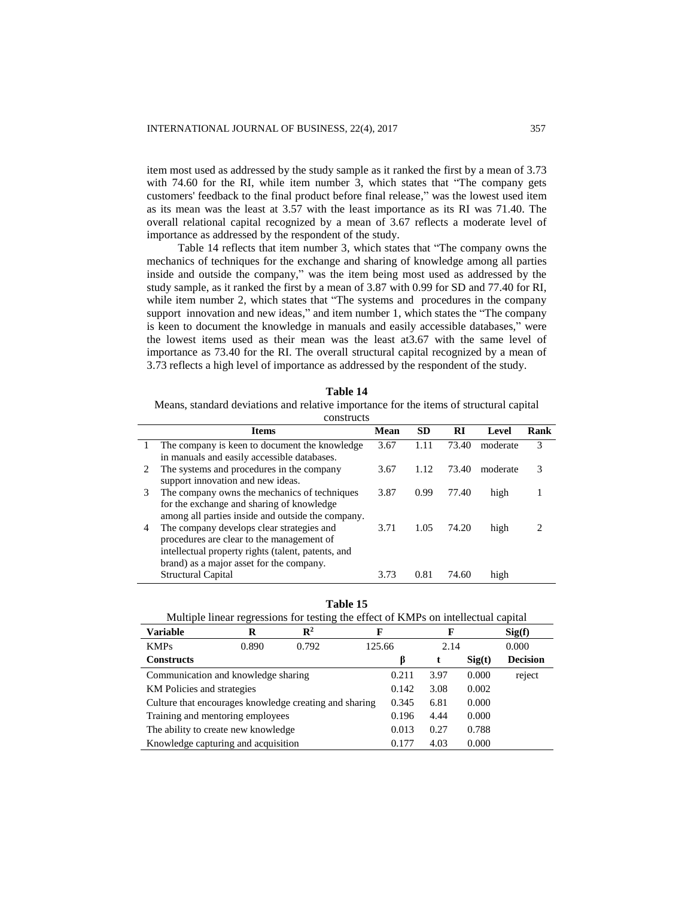item most used as addressed by the study sample as it ranked the first by a mean of 3.73 with 74.60 for the RI, while item number 3, which states that "The company gets customers' feedback to the final product before final release," was the lowest used item as its mean was the least at 3.57 with the least importance as its RI was 71.40. The overall relational capital recognized by a mean of 3.67 reflects a moderate level of importance as addressed by the respondent of the study.

Table 14 reflects that item number 3, which states that "The company owns the mechanics of techniques for the exchange and sharing of knowledge among all parties inside and outside the company," was the item being most used as addressed by the study sample, as it ranked the first by a mean of 3.87 with 0.99 for SD and 77.40 for RI, while item number 2, which states that "The systems and procedures in the company support innovation and new ideas," and item number 1, which states the "The company is keen to document the knowledge in manuals and easily accessible databases," were the lowest items used as their mean was the least at3.67 with the same level of importance as 73.40 for the RI. The overall structural capital recognized by a mean of 3.73 reflects a high level of importance as addressed by the respondent of the study.

**Table 14**

Means, standard deviations and relative importance for the items of structural capital constructs

| | Items | Mean | SD | RI | Level | Rank |
|---|---|---|---|---|---|---|
| 1 | The company is keen to document the knowledge in manuals and easily accessible databases. | 3.67 | 1.11 | 73.40 | moderate | 3 |
| 2 | The systems and procedures in the company support innovation and new ideas. | 3.67 | 1.12 | 73.40 | moderate | 3 |
| 3 | The company owns the mechanics of techniques for the exchange and sharing of knowledge among all parties inside and outside the company. | 3.87 | 0.99 | 77.40 | high | 1 |
| 4 | The company develops clear strategies and procedures are clear to the management of intellectual property rights (talent, patents, and brand) as a major asset for the company. | 3.71 | 1.05 | 74.20 | high | 2 |
| | Structural Capital | 3.73 | 0.81 | 74.60 | high | |

**Table 15**

Multiple linear regressions for testing the effect of KMPs on intellectual capital

| Variable | R | $R^2$ | F | F | | Sig(f) |
|---|---|---|---|---|---|---|
| KMPs | 0.890 | 0.792 | 125.66 | 2.14 | | 0.000 |
| **Constructs** | | | **β** | **t** | **Sig(t)** | **Decision** |
| Communication and knowledge sharing | | | 0.211 | 3.97 | 0.000 | reject |
| KM Policies and strategies | | | 0.142 | 3.08 | 0.002 | |
| Culture that encourages knowledge creating and sharing | | | 0.345 | 6.81 | 0.000 | |
| Training and mentoring employees | | | 0.196 | 4.44 | 0.000 | |
| The ability to create new knowledge | | | 0.013 | 0.27 | 0.788 | |
| Knowledge capturing and acquisition | | | 0.177 | 4.03 | 0.000 | |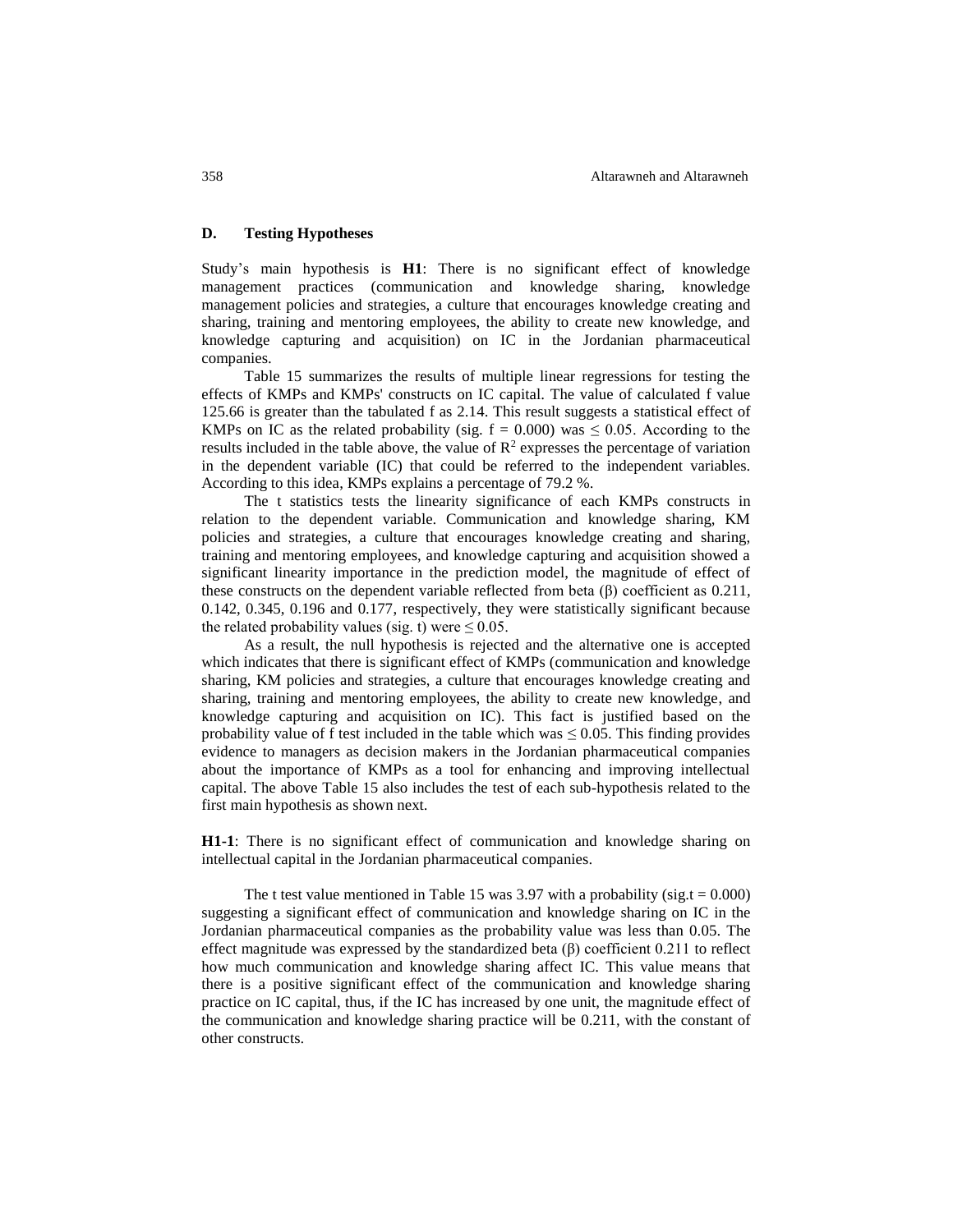### D. Testing Hypotheses

Study's main hypothesis is **H1**: There is no significant effect of knowledge management practices (communication and knowledge sharing, knowledge management policies and strategies, a culture that encourages knowledge creating and sharing, training and mentoring employees, the ability to create new knowledge, and knowledge capturing and acquisition) on IC in the Jordanian pharmaceutical companies.

Table 15 summarizes the results of multiple linear regressions for testing the effects of KMPs and KMPs' constructs on IC capital. The value of calculated f value 125.66 is greater than the tabulated f as 2.14. This result suggests a statistical effect of KMPs on IC as the related probability (sig. f = 0.000) was ≤ 0.05. According to the results included in the table above, the value of $R^2$ expresses the percentage of variation in the dependent variable (IC) that could be referred to the independent variables. According to this idea, KMPs explains a percentage of 79.2 %.

The t statistics tests the linearity significance of each KMPs constructs in relation to the dependent variable. Communication and knowledge sharing, KM policies and strategies, a culture that encourages knowledge creating and sharing, training and mentoring employees, and knowledge capturing and acquisition showed a significant linearity importance in the prediction model, the magnitude of effect of these constructs on the dependent variable reflected from beta (β) coefficient as 0.211, 0.142, 0.345, 0.196 and 0.177, respectively, they were statistically significant because the related probability values (sig. t) were ≤ 0.05.

As a result, the null hypothesis is rejected and the alternative one is accepted which indicates that there is significant effect of KMPs (communication and knowledge sharing, KM policies and strategies, a culture that encourages knowledge creating and sharing, training and mentoring employees, the ability to create new knowledge, and knowledge capturing and acquisition on IC). This fact is justified based on the probability value of f test included in the table which was ≤ 0.05. This finding provides evidence to managers as decision makers in the Jordanian pharmaceutical companies about the importance of KMPs as a tool for enhancing and improving intellectual capital. The above Table 15 also includes the test of each sub-hypothesis related to the first main hypothesis as shown next.

**H1-1**: There is no significant effect of communication and knowledge sharing on intellectual capital in the Jordanian pharmaceutical companies.

The t test value mentioned in Table 15 was 3.97 with a probability (sig.t = 0.000) suggesting a significant effect of communication and knowledge sharing on IC in the Jordanian pharmaceutical companies as the probability value was less than 0.05. The effect magnitude was expressed by the standardized beta (β) coefficient 0.211 to reflect how much communication and knowledge sharing affect IC. This value means that there is a positive significant effect of the communication and knowledge sharing practice on IC capital, thus, if the IC has increased by one unit, the magnitude effect of the communication and knowledge sharing practice will be 0.211, with the constant of other constructs.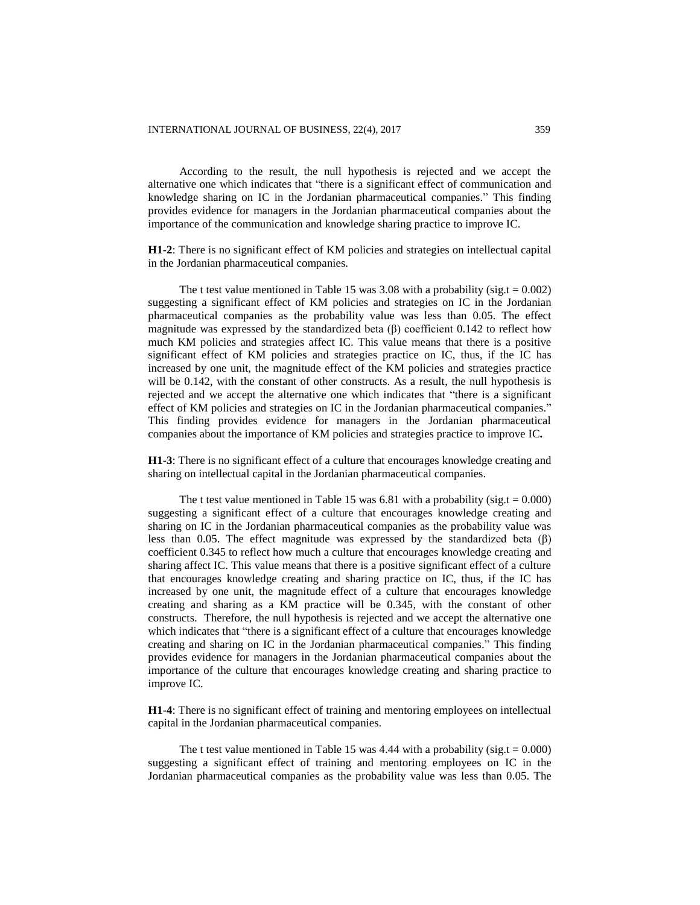According to the result, the null hypothesis is rejected and we accept the alternative one which indicates that "there is a significant effect of communication and knowledge sharing on IC in the Jordanian pharmaceutical companies." This finding provides evidence for managers in the Jordanian pharmaceutical companies about the importance of the communication and knowledge sharing practice to improve IC.

**H1-2**: There is no significant effect of KM policies and strategies on intellectual capital in the Jordanian pharmaceutical companies.

The t test value mentioned in Table 15 was 3.08 with a probability (sig.t = 0.002) suggesting a significant effect of KM policies and strategies on IC in the Jordanian pharmaceutical companies as the probability value was less than 0.05. The effect magnitude was expressed by the standardized beta (β) coefficient 0.142 to reflect how much KM policies and strategies affect IC. This value means that there is a positive significant effect of KM policies and strategies practice on IC, thus, if the IC has increased by one unit, the magnitude effect of the KM policies and strategies practice will be 0.142, with the constant of other constructs. As a result, the null hypothesis is rejected and we accept the alternative one which indicates that "there is a significant effect of KM policies and strategies on IC in the Jordanian pharmaceutical companies." This finding provides evidence for managers in the Jordanian pharmaceutical companies about the importance of KM policies and strategies practice to improve IC.

**H1-3**: There is no significant effect of a culture that encourages knowledge creating and sharing on intellectual capital in the Jordanian pharmaceutical companies.

The t test value mentioned in Table 15 was 6.81 with a probability (sig.t = 0.000) suggesting a significant effect of a culture that encourages knowledge creating and sharing on IC in the Jordanian pharmaceutical companies as the probability value was less than 0.05. The effect magnitude was expressed by the standardized beta (β) coefficient 0.345 to reflect how much a culture that encourages knowledge creating and sharing affect IC. This value means that there is a positive significant effect of a culture that encourages knowledge creating and sharing practice on IC, thus, if the IC has increased by one unit, the magnitude effect of a culture that encourages knowledge creating and sharing as a KM practice will be 0.345, with the constant of other constructs. Therefore, the null hypothesis is rejected and we accept the alternative one which indicates that "there is a significant effect of a culture that encourages knowledge creating and sharing on IC in the Jordanian pharmaceutical companies." This finding provides evidence for managers in the Jordanian pharmaceutical companies about the importance of the culture that encourages knowledge creating and sharing practice to improve IC.

**H1-4**: There is no significant effect of training and mentoring employees on intellectual capital in the Jordanian pharmaceutical companies.

The t test value mentioned in Table 15 was 4.44 with a probability (sig.t = 0.000) suggesting a significant effect of training and mentoring employees on IC in the Jordanian pharmaceutical companies as the probability value was less than 0.05. The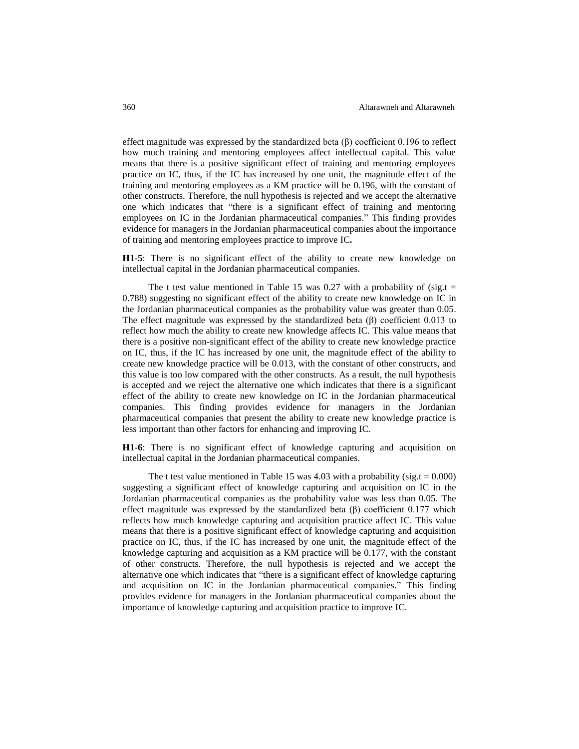effect magnitude was expressed by the standardized beta (β) coefficient 0.196 to reflect how much training and mentoring employees affect intellectual capital. This value means that there is a positive significant effect of training and mentoring employees practice on IC, thus, if the IC has increased by one unit, the magnitude effect of the training and mentoring employees as a KM practice will be 0.196, with the constant of other constructs. Therefore, the null hypothesis is rejected and we accept the alternative one which indicates that "there is a significant effect of training and mentoring employees on IC in the Jordanian pharmaceutical companies." This finding provides evidence for managers in the Jordanian pharmaceutical companies about the importance of training and mentoring employees practice to improve IC**.**

**H1-5**: There is no significant effect of the ability to create new knowledge on intellectual capital in the Jordanian pharmaceutical companies.

The t test value mentioned in Table 15 was 0.27 with a probability of (sig.t = 0.788) suggesting no significant effect of the ability to create new knowledge on IC in the Jordanian pharmaceutical companies as the probability value was greater than 0.05. The effect magnitude was expressed by the standardized beta (β) coefficient 0.013 to reflect how much the ability to create new knowledge affects IC. This value means that there is a positive non-significant effect of the ability to create new knowledge practice on IC, thus, if the IC has increased by one unit, the magnitude effect of the ability to create new knowledge practice will be 0.013, with the constant of other constructs, and this value is too low compared with the other constructs. As a result, the null hypothesis is accepted and we reject the alternative one which indicates that there is a significant effect of the ability to create new knowledge on IC in the Jordanian pharmaceutical companies. This finding provides evidence for managers in the Jordanian pharmaceutical companies that present the ability to create new knowledge practice is less important than other factors for enhancing and improving IC.

**H1-6**: There is no significant effect of knowledge capturing and acquisition on intellectual capital in the Jordanian pharmaceutical companies.

The t test value mentioned in Table 15 was 4.03 with a probability (sig.t = 0.000) suggesting a significant effect of knowledge capturing and acquisition on IC in the Jordanian pharmaceutical companies as the probability value was less than 0.05. The effect magnitude was expressed by the standardized beta (β) coefficient 0.177 which reflects how much knowledge capturing and acquisition practice affect IC. This value means that there is a positive significant effect of knowledge capturing and acquisition practice on IC, thus, if the IC has increased by one unit, the magnitude effect of the knowledge capturing and acquisition as a KM practice will be 0.177, with the constant of other constructs. Therefore, the null hypothesis is rejected and we accept the alternative one which indicates that "there is a significant effect of knowledge capturing and acquisition on IC in the Jordanian pharmaceutical companies." This finding provides evidence for managers in the Jordanian pharmaceutical companies about the importance of knowledge capturing and acquisition practice to improve IC.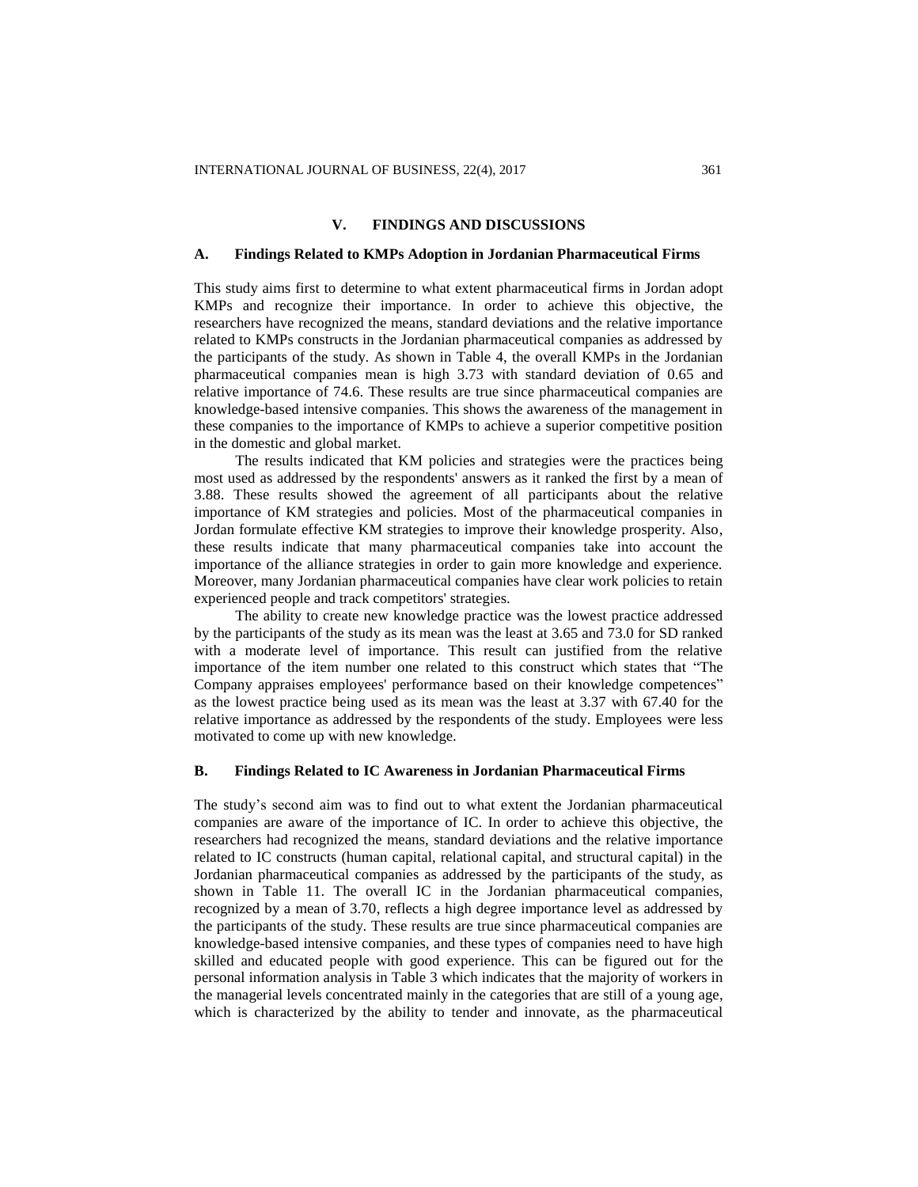## V. FINDINGS AND DISCUSSIONS

### A. Findings Related to KMPs Adoption in Jordanian Pharmaceutical Firms

This study aims first to determine to what extent pharmaceutical firms in Jordan adopt KMPs and recognize their importance. In order to achieve this objective, the researchers have recognized the means, standard deviations and the relative importance related to KMPs constructs in the Jordanian pharmaceutical companies as addressed by the participants of the study. As shown in Table 4, the overall KMPs in the Jordanian pharmaceutical companies mean is high 3.73 with standard deviation of 0.65 and relative importance of 74.6. These results are true since pharmaceutical companies are knowledge-based intensive companies. This shows the awareness of the management in these companies to the importance of KMPs to achieve a superior competitive position in the domestic and global market.

The results indicated that KM policies and strategies were the practices being most used as addressed by the respondents' answers as it ranked the first by a mean of 3.88. These results showed the agreement of all participants about the relative importance of KM strategies and policies. Most of the pharmaceutical companies in Jordan formulate effective KM strategies to improve their knowledge prosperity. Also, these results indicate that many pharmaceutical companies take into account the importance of the alliance strategies in order to gain more knowledge and experience. Moreover, many Jordanian pharmaceutical companies have clear work policies to retain experienced people and track competitors' strategies.

The ability to create new knowledge practice was the lowest practice addressed by the participants of the study as its mean was the least at 3.65 and 73.0 for SD ranked with a moderate level of importance. This result can justified from the relative importance of the item number one related to this construct which states that "The Company appraises employees' performance based on their knowledge competences" as the lowest practice being used as its mean was the least at 3.37 with 67.40 for the relative importance as addressed by the respondents of the study. Employees were less motivated to come up with new knowledge.

### B. Findings Related to IC Awareness in Jordanian Pharmaceutical Firms

The study's second aim was to find out to what extent the Jordanian pharmaceutical companies are aware of the importance of IC. In order to achieve this objective, the researchers had recognized the means, standard deviations and the relative importance related to IC constructs (human capital, relational capital, and structural capital) in the Jordanian pharmaceutical companies as addressed by the participants of the study, as shown in Table 11. The overall IC in the Jordanian pharmaceutical companies, recognized by a mean of 3.70, reflects a high degree importance level as addressed by the participants of the study. These results are true since pharmaceutical companies are knowledge-based intensive companies, and these types of companies need to have high skilled and educated people with good experience. This can be figured out for the personal information analysis in Table 3 which indicates that the majority of workers in the managerial levels concentrated mainly in the categories that are still of a young age, which is characterized by the ability to tender and innovate, as the pharmaceutical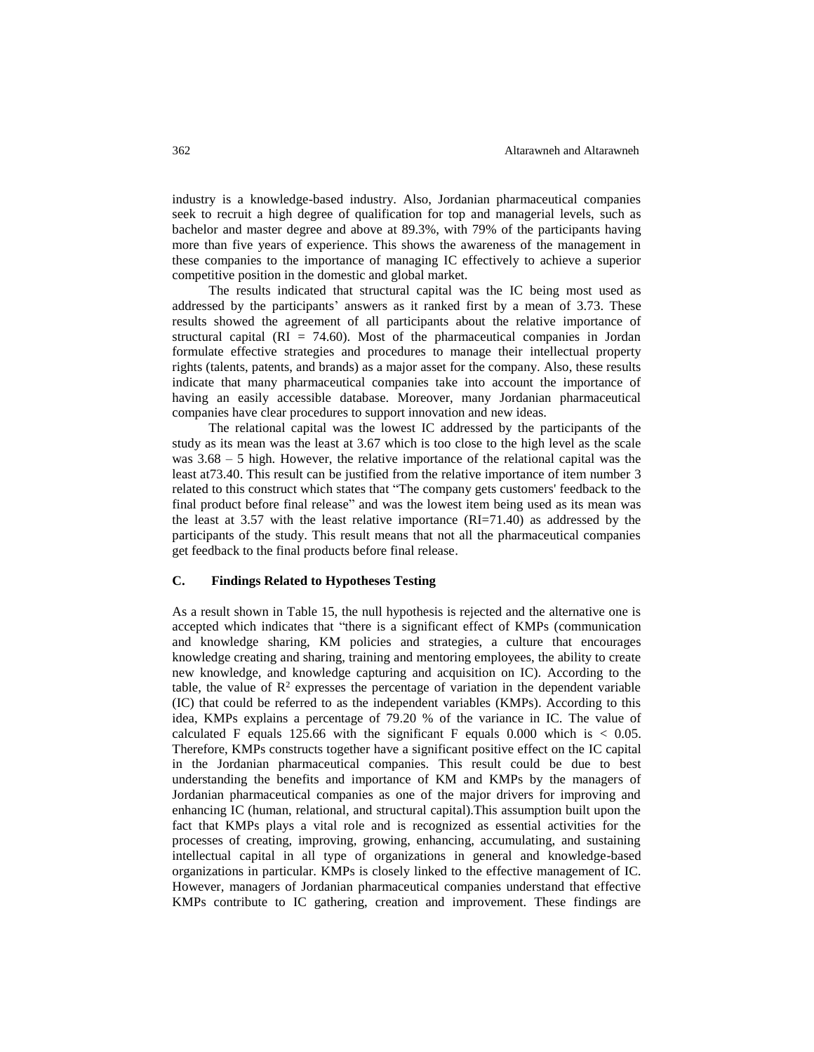industry is a knowledge-based industry. Also, Jordanian pharmaceutical companies seek to recruit a high degree of qualification for top and managerial levels, such as bachelor and master degree and above at 89.3%, with 79% of the participants having more than five years of experience. This shows the awareness of the management in these companies to the importance of managing IC effectively to achieve a superior competitive position in the domestic and global market.

The results indicated that structural capital was the IC being most used as addressed by the participants' answers as it ranked first by a mean of 3.73. These results showed the agreement of all participants about the relative importance of structural capital (RI = 74.60). Most of the pharmaceutical companies in Jordan formulate effective strategies and procedures to manage their intellectual property rights (talents, patents, and brands) as a major asset for the company. Also, these results indicate that many pharmaceutical companies take into account the importance of having an easily accessible database. Moreover, many Jordanian pharmaceutical companies have clear procedures to support innovation and new ideas.

The relational capital was the lowest IC addressed by the participants of the study as its mean was the least at 3.67 which is too close to the high level as the scale was 3.68 – 5 high. However, the relative importance of the relational capital was the least at73.40. This result can be justified from the relative importance of item number 3 related to this construct which states that "The company gets customers' feedback to the final product before final release" and was the lowest item being used as its mean was the least at 3.57 with the least relative importance (RI=71.40) as addressed by the participants of the study. This result means that not all the pharmaceutical companies get feedback to the final products before final release.

### C. Findings Related to Hypotheses Testing

As a result shown in Table 15, the null hypothesis is rejected and the alternative one is accepted which indicates that "there is a significant effect of KMPs (communication and knowledge sharing, KM policies and strategies, a culture that encourages knowledge creating and sharing, training and mentoring employees, the ability to create new knowledge, and knowledge capturing and acquisition on IC). According to the table, the value of $R^2$ expresses the percentage of variation in the dependent variable (IC) that could be referred to as the independent variables (KMPs). According to this idea, KMPs explains a percentage of 79.20 % of the variance in IC. The value of calculated F equals 125.66 with the significant F equals 0.000 which is < 0.05. Therefore, KMPs constructs together have a significant positive effect on the IC capital in the Jordanian pharmaceutical companies. This result could be due to best understanding the benefits and importance of KM and KMPs by the managers of Jordanian pharmaceutical companies as one of the major drivers for improving and enhancing IC (human, relational, and structural capital).This assumption built upon the fact that KMPs plays a vital role and is recognized as essential activities for the processes of creating, improving, growing, enhancing, accumulating, and sustaining intellectual capital in all type of organizations in general and knowledge-based organizations in particular. KMPs is closely linked to the effective management of IC. However, managers of Jordanian pharmaceutical companies understand that effective KMPs contribute to IC gathering, creation and improvement. These findings are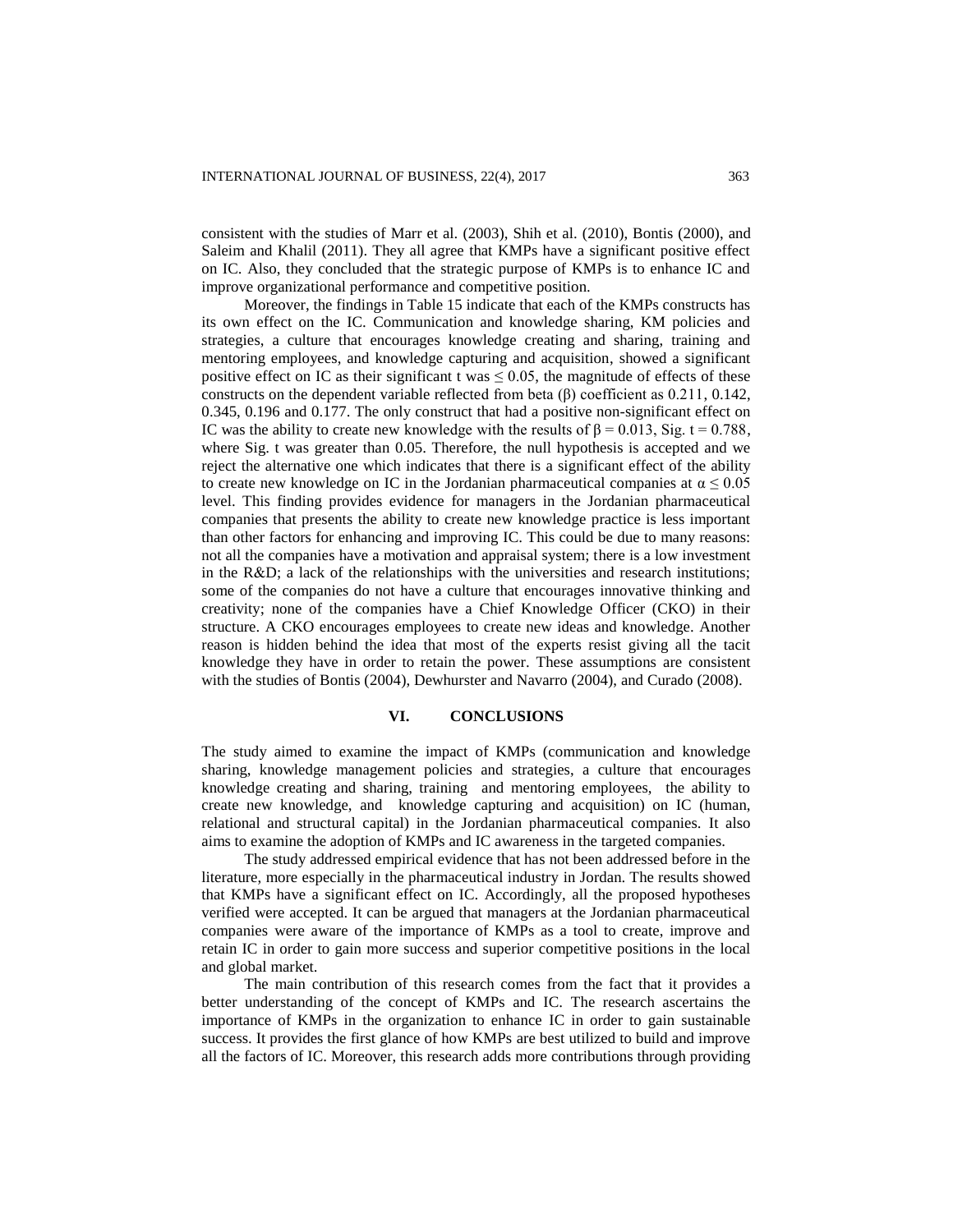consistent with the studies of Marr et al. (2003), Shih et al. (2010), Bontis (2000), and Saleim and Khalil (2011). They all agree that KMPs have a significant positive effect on IC. Also, they concluded that the strategic purpose of KMPs is to enhance IC and improve organizational performance and competitive position.

Moreover, the findings in Table 15 indicate that each of the KMPs constructs has its own effect on the IC. Communication and knowledge sharing, KM policies and strategies, a culture that encourages knowledge creating and sharing, training and mentoring employees, and knowledge capturing and acquisition, showed a significant positive effect on IC as their significant t was $\leq 0.05$, the magnitude of effects of these constructs on the dependent variable reflected from beta ($\beta$) coefficient as 0.211, 0.142, 0.345, 0.196 and 0.177. The only construct that had a positive non-significant effect on IC was the ability to create new knowledge with the results of $\beta = 0.013$, Sig. t = 0.788, where Sig. t was greater than 0.05. Therefore, the null hypothesis is accepted and we reject the alternative one which indicates that there is a significant effect of the ability to create new knowledge on IC in the Jordanian pharmaceutical companies at $\alpha \leq 0.05$ level. This finding provides evidence for managers in the Jordanian pharmaceutical companies that presents the ability to create new knowledge practice is less important than other factors for enhancing and improving IC. This could be due to many reasons: not all the companies have a motivation and appraisal system; there is a low investment in the R&D; a lack of the relationships with the universities and research institutions; some of the companies do not have a culture that encourages innovative thinking and creativity; none of the companies have a Chief Knowledge Officer (CKO) in their structure. A CKO encourages employees to create new ideas and knowledge. Another reason is hidden behind the idea that most of the experts resist giving all the tacit knowledge they have in order to retain the power. These assumptions are consistent with the studies of Bontis (2004), Dewhurster and Navarro (2004), and Curado (2008).

## VI. CONCLUSIONS

The study aimed to examine the impact of KMPs (communication and knowledge sharing, knowledge management policies and strategies, a culture that encourages knowledge creating and sharing, training and mentoring employees, the ability to create new knowledge, and knowledge capturing and acquisition) on IC (human, relational and structural capital) in the Jordanian pharmaceutical companies. It also aims to examine the adoption of KMPs and IC awareness in the targeted companies.

The study addressed empirical evidence that has not been addressed before in the literature, more especially in the pharmaceutical industry in Jordan. The results showed that KMPs have a significant effect on IC. Accordingly, all the proposed hypotheses verified were accepted. It can be argued that managers at the Jordanian pharmaceutical companies were aware of the importance of KMPs as a tool to create, improve and retain IC in order to gain more success and superior competitive positions in the local and global market.

The main contribution of this research comes from the fact that it provides a better understanding of the concept of KMPs and IC. The research ascertains the importance of KMPs in the organization to enhance IC in order to gain sustainable success. It provides the first glance of how KMPs are best utilized to build and improve all the factors of IC. Moreover, this research adds more contributions through providing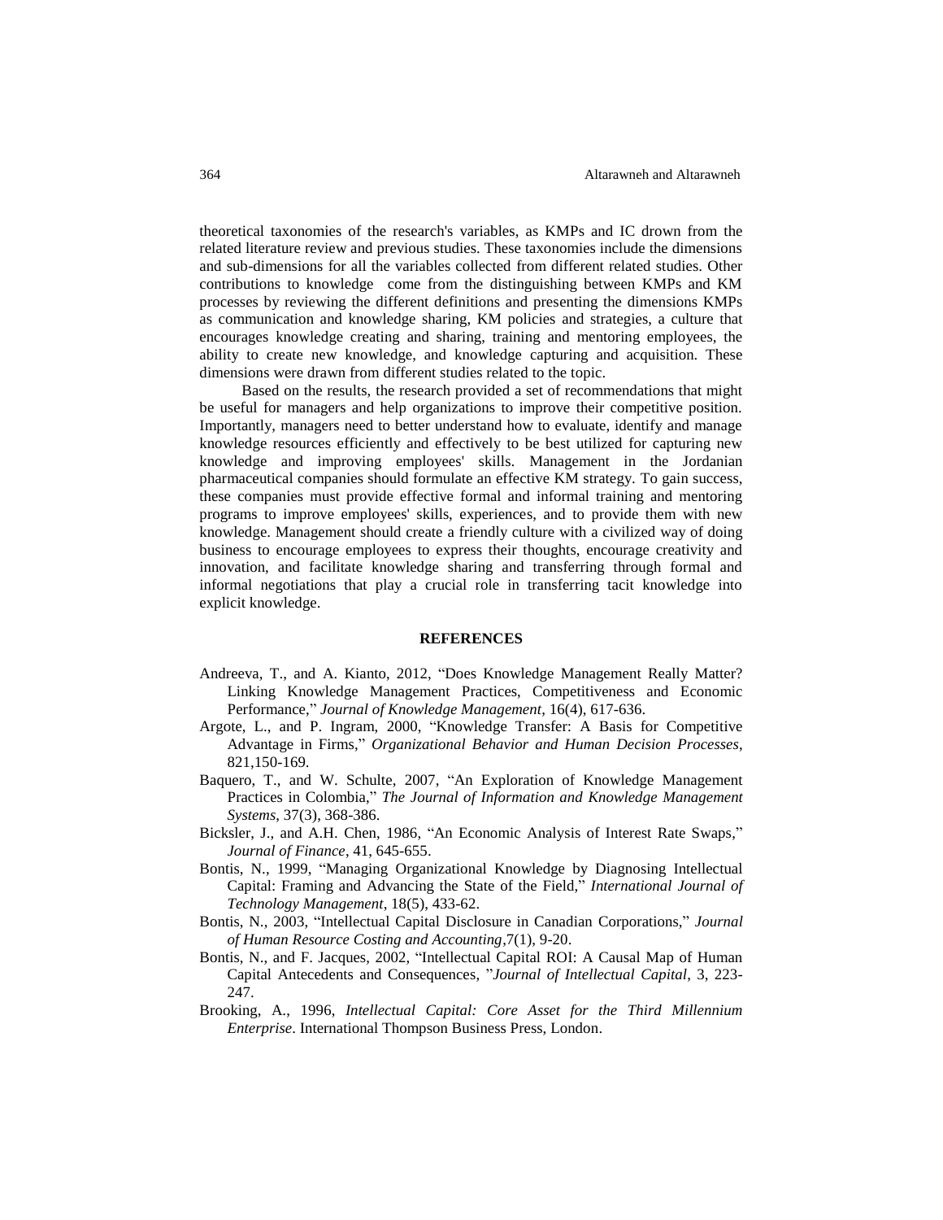theoretical taxonomies of the research's variables, as KMPs and IC drown from the related literature review and previous studies. These taxonomies include the dimensions and sub-dimensions for all the variables collected from different related studies. Other contributions to knowledge come from the distinguishing between KMPs and KM processes by reviewing the different definitions and presenting the dimensions KMPs as communication and knowledge sharing, KM policies and strategies, a culture that encourages knowledge creating and sharing, training and mentoring employees, the ability to create new knowledge, and knowledge capturing and acquisition. These dimensions were drawn from different studies related to the topic.

Based on the results, the research provided a set of recommendations that might be useful for managers and help organizations to improve their competitive position. Importantly, managers need to better understand how to evaluate, identify and manage knowledge resources efficiently and effectively to be best utilized for capturing new knowledge and improving employees' skills. Management in the Jordanian pharmaceutical companies should formulate an effective KM strategy. To gain success, these companies must provide effective formal and informal training and mentoring programs to improve employees' skills, experiences, and to provide them with new knowledge. Management should create a friendly culture with a civilized way of doing business to encourage employees to express their thoughts, encourage creativity and innovation, and facilitate knowledge sharing and transferring through formal and informal negotiations that play a crucial role in transferring tacit knowledge into explicit knowledge.

## REFERENCES

Andreeva, T., and A. Kianto, 2012, "Does Knowledge Management Really Matter? Linking Knowledge Management Practices, Competitiveness and Economic Performance," *Journal of Knowledge Management*, 16(4), 617-636.

Argote, L., and P. Ingram, 2000, "Knowledge Transfer: A Basis for Competitive Advantage in Firms," *Organizational Behavior and Human Decision Processes*, 821,150-169.

Baquero, T., and W. Schulte, 2007, "An Exploration of Knowledge Management Practices in Colombia," *The Journal of Information and Knowledge Management Systems*, 37(3), 368-386.

Bicksler, J., and A.H. Chen, 1986, "An Economic Analysis of Interest Rate Swaps," *Journal of Finance*, 41, 645-655.

Bontis, N., 1999, "Managing Organizational Knowledge by Diagnosing Intellectual Capital: Framing and Advancing the State of the Field," *International Journal of Technology Management*, 18(5), 433-62.

Bontis, N., 2003, "Intellectual Capital Disclosure in Canadian Corporations," *Journal of Human Resource Costing and Accounting*,7(1), 9-20.

Bontis, N., and F. Jacques, 2002, "Intellectual Capital ROI: A Causal Map of Human Capital Antecedents and Consequences, "*Journal of Intellectual Capital*, 3, 223-247.

Brooking, A., 1996, *Intellectual Capital: Core Asset for the Third Millennium Enterprise*. International Thompson Business Press, London.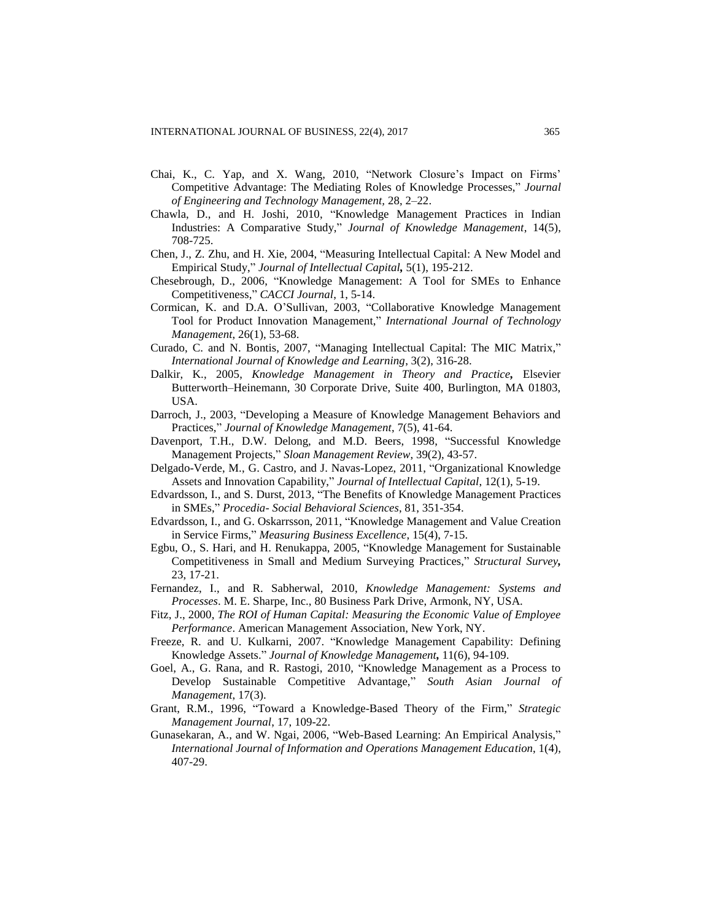Chai, K., C. Yap, and X. Wang, 2010, "Network Closure's Impact on Firms' Competitive Advantage: The Mediating Roles of Knowledge Processes," *Journal of Engineering and Technology Management*, 28, 2–22.

Chawla, D., and H. Joshi, 2010, "Knowledge Management Practices in Indian Industries: A Comparative Study," *Journal of Knowledge Management*, 14(5), 708-725.

Chen, J., Z. Zhu, and H. Xie, 2004, "Measuring Intellectual Capital: A New Model and Empirical Study," *Journal of Intellectual Capital*, 5(1), 195-212.

Chesebrough, D., 2006, "Knowledge Management: A Tool for SMEs to Enhance Competitiveness," *CACCI Journal*, 1, 5-14.

Cormican, K. and D.A. O'Sullivan, 2003, "Collaborative Knowledge Management Tool for Product Innovation Management," *International Journal of Technology Management*, 26(1), 53-68.

Curado, C. and N. Bontis, 2007, "Managing Intellectual Capital: The MIC Matrix," *International Journal of Knowledge and Learning*, 3(2), 316-28.

Dalkir, K., 2005, *Knowledge Management in Theory and Practice*, Elsevier Butterworth–Heinemann, 30 Corporate Drive, Suite 400, Burlington, MA 01803, USA.

Darroch, J., 2003, "Developing a Measure of Knowledge Management Behaviors and Practices," *Journal of Knowledge Management*, 7(5), 41-64.

Davenport, T.H., D.W. Delong, and M.D. Beers, 1998, "Successful Knowledge Management Projects," *Sloan Management Review*, 39(2), 43-57.

Delgado-Verde, M., G. Castro, and J. Navas-Lopez, 2011, "Organizational Knowledge Assets and Innovation Capability," *Journal of Intellectual Capital*, 12(1), 5-19.

Edvardsson, I., and S. Durst, 2013, "The Benefits of Knowledge Management Practices in SMEs," *Procedia- Social Behavioral Sciences*, 81, 351-354.

Edvardsson, I., and G. Oskarrsson, 2011, "Knowledge Management and Value Creation in Service Firms," *Measuring Business Excellence*, 15(4), 7-15.

Egbu, O., S. Hari, and H. Renukappa, 2005, "Knowledge Management for Sustainable Competitiveness in Small and Medium Surveying Practices," *Structural Survey*, 23, 17-21.

Fernandez, I., and R. Sabherwal, 2010, *Knowledge Management: Systems and Processes*. M. E. Sharpe, Inc., 80 Business Park Drive, Armonk, NY, USA.

Fitz, J., 2000, *The ROI of Human Capital: Measuring the Economic Value of Employee Performance*. American Management Association, New York, NY.

Freeze, R. and U. Kulkarni, 2007. "Knowledge Management Capability: Defining Knowledge Assets." *Journal of Knowledge Management*, 11(6), 94-109.

Goel, A., G. Rana, and R. Rastogi, 2010, "Knowledge Management as a Process to Develop Sustainable Competitive Advantage," *South Asian Journal of Management*, 17(3).

Grant, R.M., 1996, "Toward a Knowledge-Based Theory of the Firm," *Strategic Management Journal*, 17, 109-22.

Gunasekaran, A., and W. Ngai, 2006, "Web-Based Learning: An Empirical Analysis," *International Journal of Information and Operations Management Education*, 1(4), 407-29.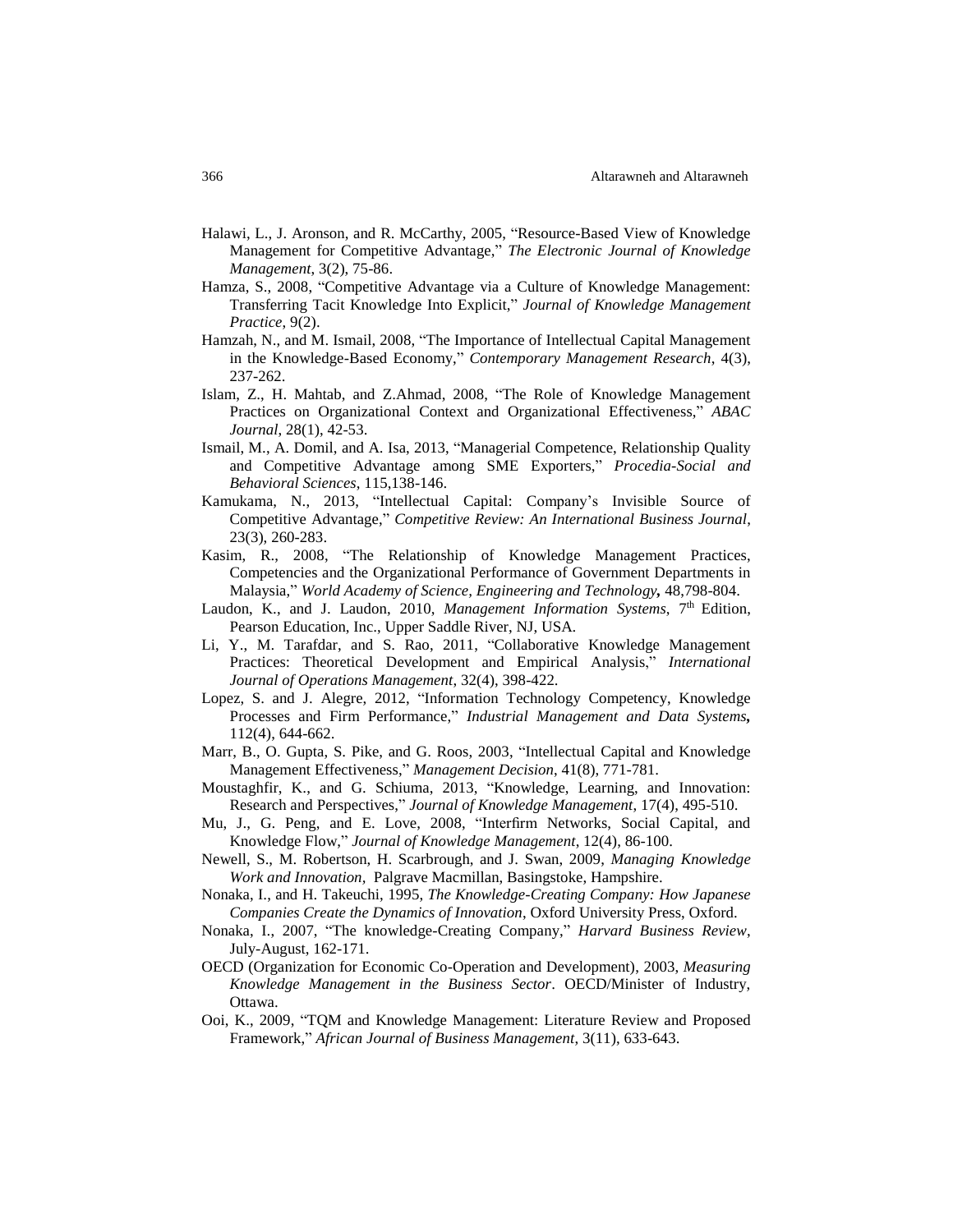Halawi, L., J. Aronson, and R. McCarthy, 2005, "Resource-Based View of Knowledge Management for Competitive Advantage," *The Electronic Journal of Knowledge Management*, 3(2), 75-86.

Hamza, S., 2008, "Competitive Advantage via a Culture of Knowledge Management: Transferring Tacit Knowledge Into Explicit," *Journal of Knowledge Management Practice*, 9(2).

Hamzah, N., and M. Ismail, 2008, "The Importance of Intellectual Capital Management in the Knowledge-Based Economy," *Contemporary Management Research*, 4(3), 237-262.

Islam, Z., H. Mahtab, and Z.Ahmad, 2008, "The Role of Knowledge Management Practices on Organizational Context and Organizational Effectiveness," *ABAC Journal*, 28(1), 42-53.

Ismail, M., A. Domil, and A. Isa, 2013, "Managerial Competence, Relationship Quality and Competitive Advantage among SME Exporters," *Procedia-Social and Behavioral Sciences*, 115,138-146.

Kamukama, N., 2013, "Intellectual Capital: Company's Invisible Source of Competitive Advantage," *Competitive Review: An International Business Journal*, 23(3), 260-283.

Kasim, R., 2008, "The Relationship of Knowledge Management Practices, Competencies and the Organizational Performance of Government Departments in Malaysia," *World Academy of Science, Engineering and Technology,* 48,798-804.

Laudon, K., and J. Laudon, 2010, *Management Information Systems*, 7th Edition, Pearson Education, Inc., Upper Saddle River, NJ, USA.

Li, Y., M. Tarafdar, and S. Rao, 2011, "Collaborative Knowledge Management Practices: Theoretical Development and Empirical Analysis," *International Journal of Operations Management*, 32(4), 398-422.

Lopez, S. and J. Alegre, 2012, "Information Technology Competency, Knowledge Processes and Firm Performance," *Industrial Management and Data Systems,* 112(4), 644-662.

Marr, B., O. Gupta, S. Pike, and G. Roos, 2003, "Intellectual Capital and Knowledge Management Effectiveness," *Management Decision*, 41(8), 771-781.

Moustaghfir, K., and G. Schiuma, 2013, "Knowledge, Learning, and Innovation: Research and Perspectives," *Journal of Knowledge Management*, 17(4), 495-510.

Mu, J., G. Peng, and E. Love, 2008, "Interfirm Networks, Social Capital, and Knowledge Flow," *Journal of Knowledge Management*, 12(4), 86-100.

Newell, S., M. Robertson, H. Scarbrough, and J. Swan, 2009, *Managing Knowledge Work and Innovation*, Palgrave Macmillan, Basingstoke, Hampshire.

Nonaka, I., and H. Takeuchi, 1995, *The Knowledge-Creating Company: How Japanese Companies Create the Dynamics of Innovation*, Oxford University Press, Oxford.

Nonaka, I., 2007, "The knowledge-Creating Company," *Harvard Business Review*, July-August, 162-171.

OECD (Organization for Economic Co-Operation and Development), 2003, *Measuring Knowledge Management in the Business Sector*. OECD/Minister of Industry, Ottawa.

Ooi, K., 2009, "TQM and Knowledge Management: Literature Review and Proposed Framework," *African Journal of Business Management*, 3(11), 633-643.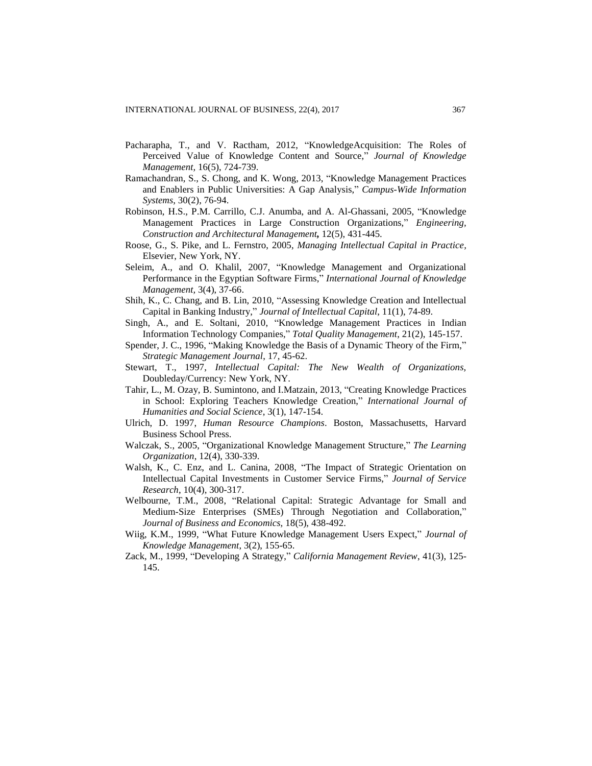Pacharapha, T., and V. Ractham, 2012, "KnowledgeAcquisition: The Roles of Perceived Value of Knowledge Content and Source," *Journal of Knowledge Management*, 16(5), 724-739.

Ramachandran, S., S. Chong, and K. Wong, 2013, "Knowledge Management Practices and Enablers in Public Universities: A Gap Analysis," *Campus-Wide Information Systems*, 30(2), 76-94.

Robinson, H.S., P.M. Carrillo, C.J. Anumba, and A. Al-Ghassani, 2005, "Knowledge Management Practices in Large Construction Organizations," *Engineering, Construction and Architectural Management***,** 12(5), 431-445.

Roose, G., S. Pike, and L. Fernstro, 2005, *Managing Intellectual Capital in Practice*, Elsevier, New York, NY.

Seleim, A., and O. Khalil, 2007, "Knowledge Management and Organizational Performance in the Egyptian Software Firms," *International Journal of Knowledge Management*, 3(4), 37-66.

Shih, K., C. Chang, and B. Lin, 2010, "Assessing Knowledge Creation and Intellectual Capital in Banking Industry," *Journal of Intellectual Capital*, 11(1), 74-89.

Singh, A., and E. Soltani, 2010, "Knowledge Management Practices in Indian Information Technology Companies," *Total Quality Management*, 21(2), 145-157.

Spender, J. C., 1996, "Making Knowledge the Basis of a Dynamic Theory of the Firm," *Strategic Management Journal*, 17, 45-62.

Stewart, T., 1997, *Intellectual Capital: The New Wealth of Organizations,* Doubleday/Currency: New York, NY.

Tahir, L., M. Ozay, B. Sumintono, and I.Matzain, 2013, "Creating Knowledge Practices in School: Exploring Teachers Knowledge Creation," *International Journal of Humanities and Social Science*, 3(1), 147-154.

Ulrich, D. 1997, *Human Resource Champions*. Boston, Massachusetts, Harvard Business School Press.

Walczak, S., 2005, "Organizational Knowledge Management Structure," *The Learning Organization*, 12(4), 330-339.

Walsh, K., C. Enz, and L. Canina, 2008, "The Impact of Strategic Orientation on Intellectual Capital Investments in Customer Service Firms," *Journal of Service Research*, 10(4), 300-317.

Welbourne, T.M., 2008, "Relational Capital: Strategic Advantage for Small and Medium-Size Enterprises (SMEs) Through Negotiation and Collaboration," *Journal of Business and Economics*, 18(5), 438-492.

Wiig, K.M., 1999, "What Future Knowledge Management Users Expect," *Journal of Knowledge Management*, 3(2), 155-65.

Zack, M., 1999, "Developing A Strategy," *California Management Review*, 41(3), 125-145.